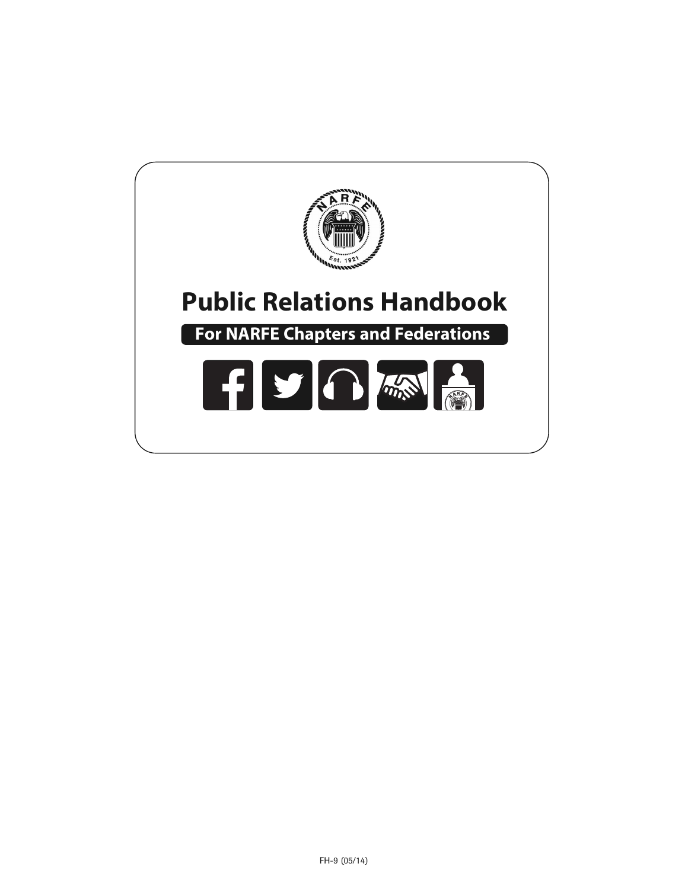# Public Relations Handbook

**For NARFE Chapters and Federations**

FH-9 (05/14)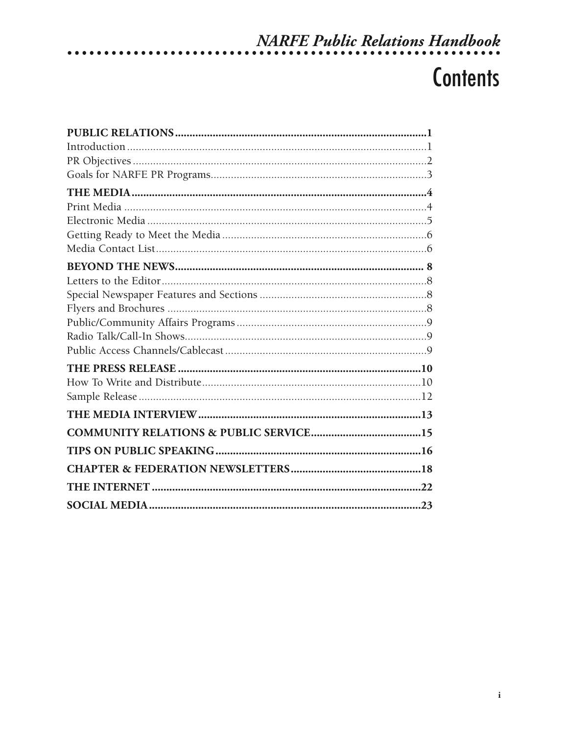# Contents

**PUBLIC RELATIONS** ....................................................... **1**
Introduction ....................................................... 1
PR Objectives ....................................................... 2
Goals for NARFE PR Programs ....................................................... 3

**THE MEDIA** ....................................................... **4**
Print Media ....................................................... 4
Electronic Media ....................................................... 5
Getting Ready to Meet the Media ....................................................... 6
Media Contact List ....................................................... 6

**BEYOND THE NEWS** ....................................................... **8**
Letters to the Editor ....................................................... 8
Special Newspaper Features and Sections ....................................................... 8
Flyers and Brochures ....................................................... 8
Public/Community Affairs Programs ....................................................... 9
Radio Talk/Call-In Shows ....................................................... 9
Public Access Channels/Cablecast ....................................................... 9

**THE PRESS RELEASE** ....................................................... **10**
How To Write and Distribute ....................................................... 10
Sample Release ....................................................... 12

**THE MEDIA INTERVIEW** ....................................................... **13**

**COMMUNITY RELATIONS & PUBLIC SERVICE** ....................................................... **15**

**TIPS ON PUBLIC SPEAKING** ....................................................... **16**

**CHAPTER & FEDERATION NEWSLETTERS** ....................................................... **18**

**THE INTERNET** ....................................................... **22**

**SOCIAL MEDIA** ....................................................... **23**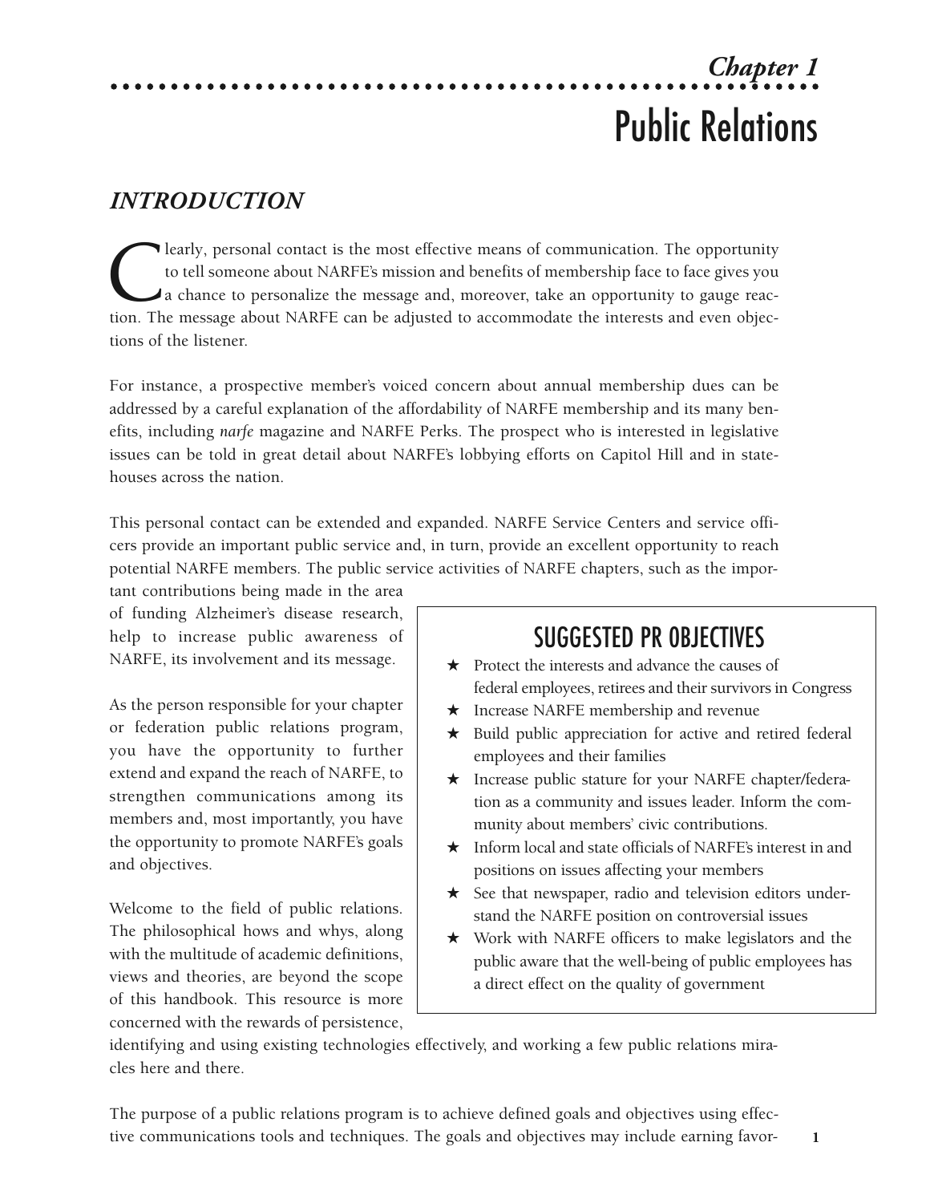*Chapter 1*

# Public Relations

## *INTRODUCTION*

Clearly, personal contact is the most effective means of communication. The opportunity to tell someone about NARFE's mission and benefits of membership face to face gives you a chance to personalize the message and, moreover, take an opportunity to gauge reaction. The message about NARFE can be adjusted to accommodate the interests and even objections of the listener.

For instance, a prospective member's voiced concern about annual membership dues can be addressed by a careful explanation of the affordability of NARFE membership and its many benefits, including *narfe* magazine and NARFE Perks. The prospect who is interested in legislative issues can be told in great detail about NARFE's lobbying efforts on Capitol Hill and in statehouses across the nation.

This personal contact can be extended and expanded. NARFE Service Centers and service officers provide an important public service and, in turn, provide an excellent opportunity to reach potential NARFE members. The public service activities of NARFE chapters, such as the important contributions being made in the area of funding Alzheimer's disease research, help to increase public awareness of NARFE, its involvement and its message.

As the person responsible for your chapter or federation public relations program, you have the opportunity to further extend and expand the reach of NARFE, to strengthen communications among its members and, most importantly, you have the opportunity to promote NARFE's goals and objectives.

Welcome to the field of public relations. The philosophical hows and whys, along with the multitude of academic definitions, views and theories, are beyond the scope of this handbook. This resource is more concerned with the rewards of persistence, identifying and using existing technologies effectively, and working a few public relations miracles here and there.

### SUGGESTED PR OBJECTIVES

- ★ Protect the interests and advance the causes of federal employees, retirees and their survivors in Congress
- ★ Increase NARFE membership and revenue
- ★ Build public appreciation for active and retired federal employees and their families
- ★ Increase public stature for your NARFE chapter/federation as a community and issues leader. Inform the community about members' civic contributions.
- ★ Inform local and state officials of NARFE's interest in and positions on issues affecting your members
- ★ See that newspaper, radio and television editors understand the NARFE position on controversial issues
- ★ Work with NARFE officers to make legislators and the public aware that the well-being of public employees has a direct effect on the quality of government

The purpose of a public relations program is to achieve defined goals and objectives using effective communications tools and techniques. The goals and objectives may include earning favor-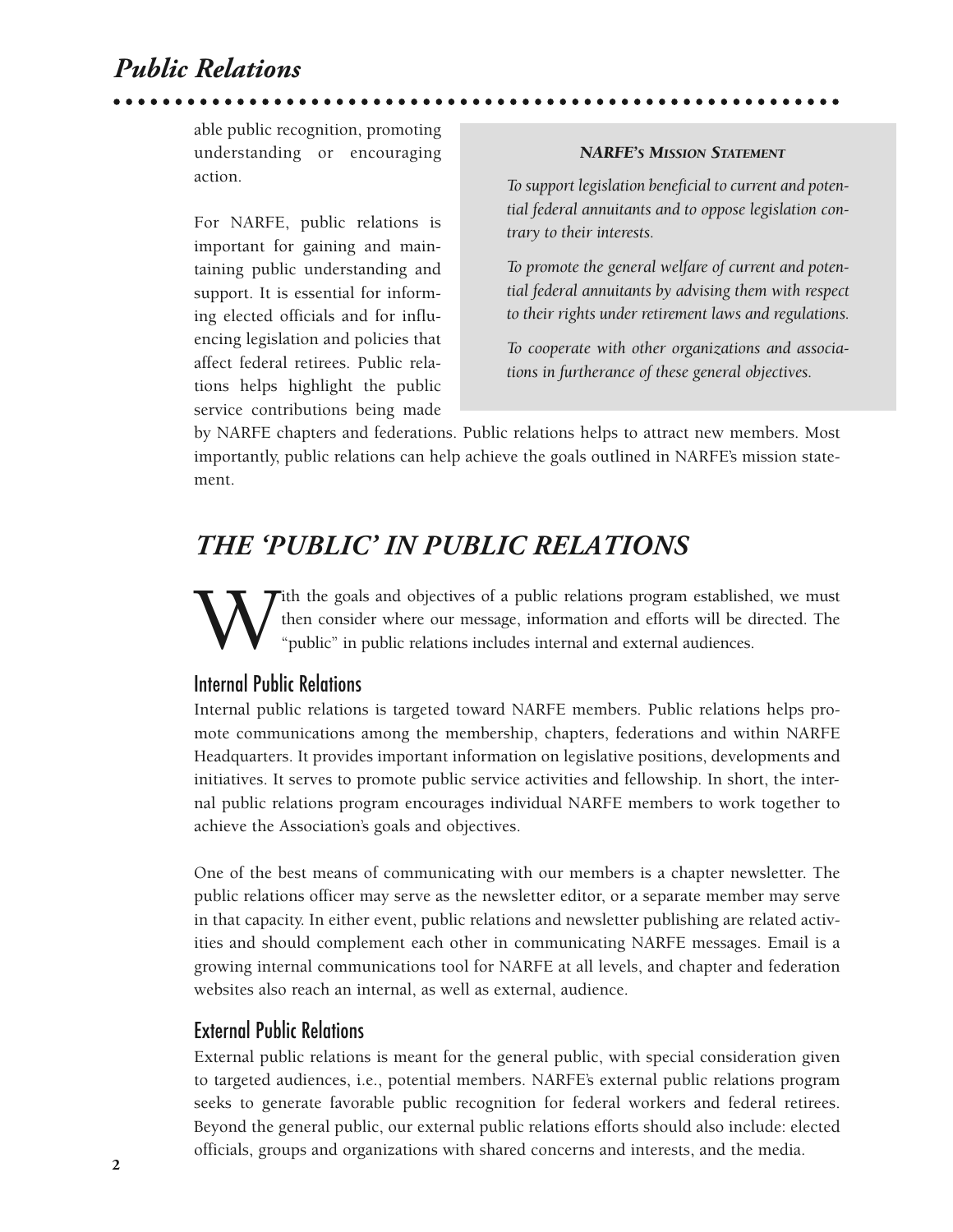able public recognition, promoting understanding or encouraging action.

For NARFE, public relations is important for gaining and maintaining public understanding and support. It is essential for informing elected officials and for influencing legislation and policies that affect federal retirees. Public relations helps highlight the public service contributions being made by NARFE chapters and federations. Public relations helps to attract new members. Most importantly, public relations can help achieve the goals outlined in NARFE's mission statement.

> ***NARFE'S MISSION STATEMENT***
>
> *To support legislation beneficial to current and potential federal annuitants and to oppose legislation contrary to their interests.*
>
> *To promote the general welfare of current and potential federal annuitants by advising them with respect to their rights under retirement laws and regulations.*
>
> *To cooperate with other organizations and associations in furtherance of these general objectives.*

## *THE 'PUBLIC' IN PUBLIC RELATIONS*

With the goals and objectives of a public relations program established, we must then consider where our message, information and efforts will be directed. The "public" in public relations includes internal and external audiences.

### Internal Public Relations

Internal public relations is targeted toward NARFE members. Public relations helps promote communications among the membership, chapters, federations and within NARFE Headquarters. It provides important information on legislative positions, developments and initiatives. It serves to promote public service activities and fellowship. In short, the internal public relations program encourages individual NARFE members to work together to achieve the Association's goals and objectives.

One of the best means of communicating with our members is a chapter newsletter. The public relations officer may serve as the newsletter editor, or a separate member may serve in that capacity. In either event, public relations and newsletter publishing are related activities and should complement each other in communicating NARFE messages. Email is a growing internal communications tool for NARFE at all levels, and chapter and federation websites also reach an internal, as well as external, audience.

### External Public Relations

External public relations is meant for the general public, with special consideration given to targeted audiences, i.e., potential members. NARFE's external public relations program seeks to generate favorable public recognition for federal workers and federal retirees. Beyond the general public, our external public relations efforts should also include: elected officials, groups and organizations with shared concerns and interests, and the media.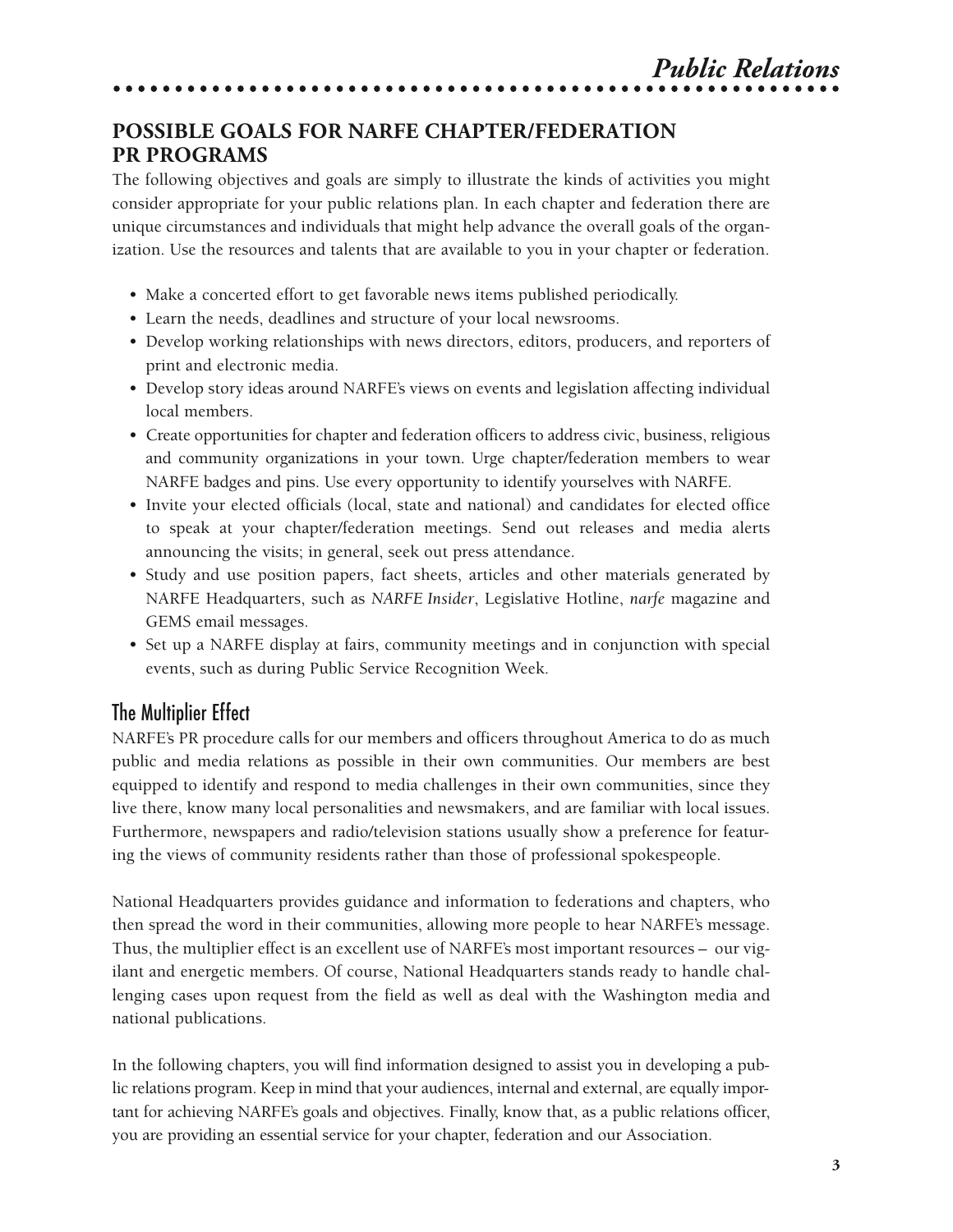## POSSIBLE GOALS FOR NARFE CHAPTER/FEDERATION PR PROGRAMS

The following objectives and goals are simply to illustrate the kinds of activities you might consider appropriate for your public relations plan. In each chapter and federation there are unique circumstances and individuals that might help advance the overall goals of the organization. Use the resources and talents that are available to you in your chapter or federation.

- Make a concerted effort to get favorable news items published periodically.
- Learn the needs, deadlines and structure of your local newsrooms.
- Develop working relationships with news directors, editors, producers, and reporters of print and electronic media.
- Develop story ideas around NARFE's views on events and legislation affecting individual local members.
- Create opportunities for chapter and federation officers to address civic, business, religious and community organizations in your town. Urge chapter/federation members to wear NARFE badges and pins. Use every opportunity to identify yourselves with NARFE.
- Invite your elected officials (local, state and national) and candidates for elected office to speak at your chapter/federation meetings. Send out releases and media alerts announcing the visits; in general, seek out press attendance.
- Study and use position papers, fact sheets, articles and other materials generated by NARFE Headquarters, such as *NARFE Insider*, Legislative Hotline, *narfe* magazine and GEMS email messages.
- Set up a NARFE display at fairs, community meetings and in conjunction with special events, such as during Public Service Recognition Week.

### The Multiplier Effect

NARFE's PR procedure calls for our members and officers throughout America to do as much public and media relations as possible in their own communities. Our members are best equipped to identify and respond to media challenges in their own communities, since they live there, know many local personalities and newsmakers, and are familiar with local issues. Furthermore, newspapers and radio/television stations usually show a preference for featuring the views of community residents rather than those of professional spokespeople.

National Headquarters provides guidance and information to federations and chapters, who then spread the word in their communities, allowing more people to hear NARFE's message. Thus, the multiplier effect is an excellent use of NARFE's most important resources – our vigilant and energetic members. Of course, National Headquarters stands ready to handle challenging cases upon request from the field as well as deal with the Washington media and national publications.

In the following chapters, you will find information designed to assist you in developing a public relations program. Keep in mind that your audiences, internal and external, are equally important for achieving NARFE's goals and objectives. Finally, know that, as a public relations officer, you are providing an essential service for your chapter, federation and our Association.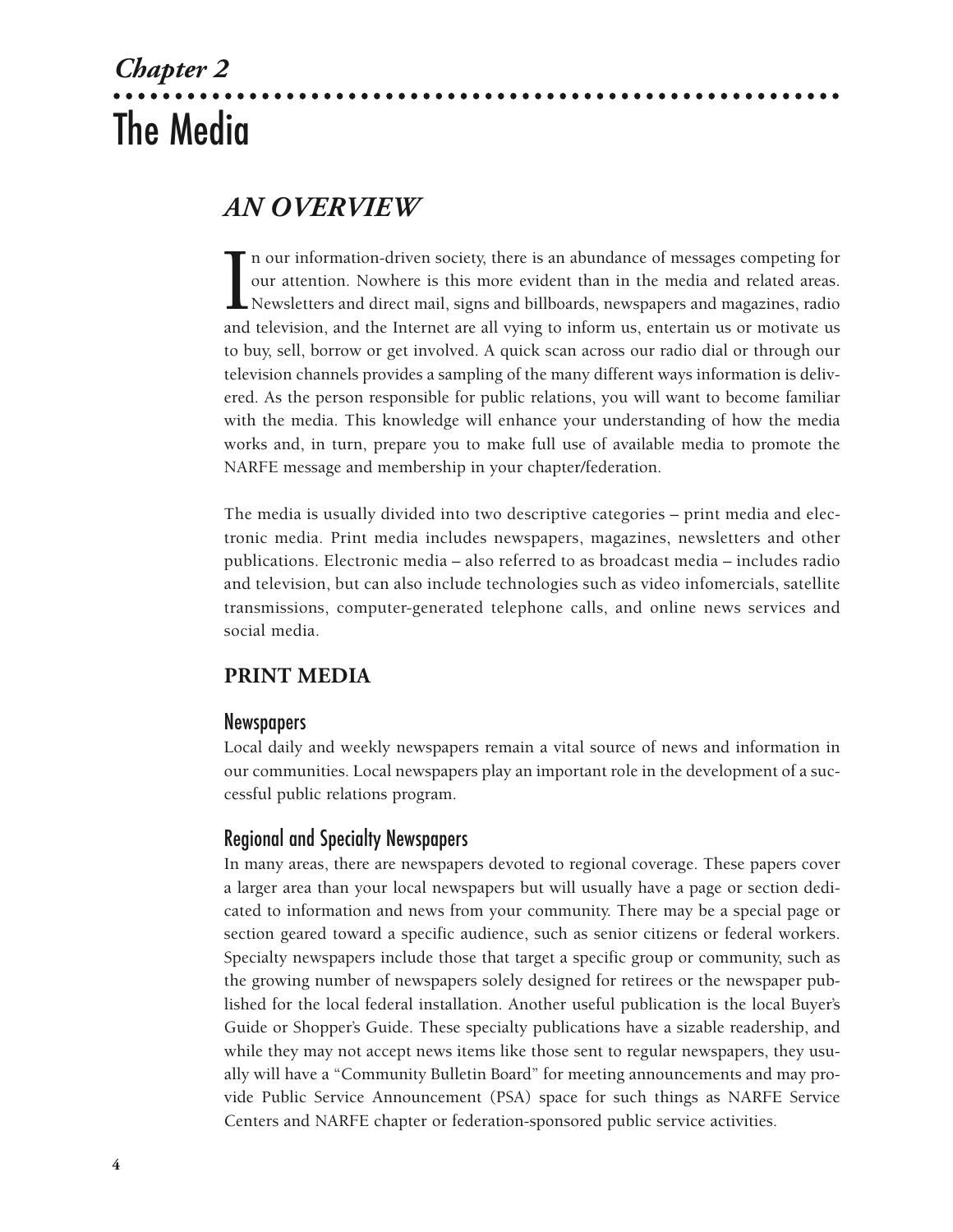*Chapter 2*

# The Media

## *AN OVERVIEW*

In our information-driven society, there is an abundance of messages competing for our attention. Nowhere is this more evident than in the media and related areas. Newsletters and direct mail, signs and billboards, newspapers and magazines, radio and television, and the Internet are all vying to inform us, entertain us or motivate us to buy, sell, borrow or get involved. A quick scan across our radio dial or through our television channels provides a sampling of the many different ways information is delivered. As the person responsible for public relations, you will want to become familiar with the media. This knowledge will enhance your understanding of how the media works and, in turn, prepare you to make full use of available media to promote the NARFE message and membership in your chapter/federation.

The media is usually divided into two descriptive categories – print media and electronic media. Print media includes newspapers, magazines, newsletters and other publications. Electronic media – also referred to as broadcast media – includes radio and television, but can also include technologies such as video infomercials, satellite transmissions, computer-generated telephone calls, and online news services and social media.

### PRINT MEDIA

#### Newspapers

Local daily and weekly newspapers remain a vital source of news and information in our communities. Local newspapers play an important role in the development of a successful public relations program.

#### Regional and Specialty Newspapers

In many areas, there are newspapers devoted to regional coverage. These papers cover a larger area than your local newspapers but will usually have a page or section dedicated to information and news from your community. There may be a special page or section geared toward a specific audience, such as senior citizens or federal workers. Specialty newspapers include those that target a specific group or community, such as the growing number of newspapers solely designed for retirees or the newspaper published for the local federal installation. Another useful publication is the local Buyer's Guide or Shopper's Guide. These specialty publications have a sizable readership, and while they may not accept news items like those sent to regular newspapers, they usually will have a "Community Bulletin Board" for meeting announcements and may provide Public Service Announcement (PSA) space for such things as NARFE Service Centers and NARFE chapter or federation-sponsored public service activities.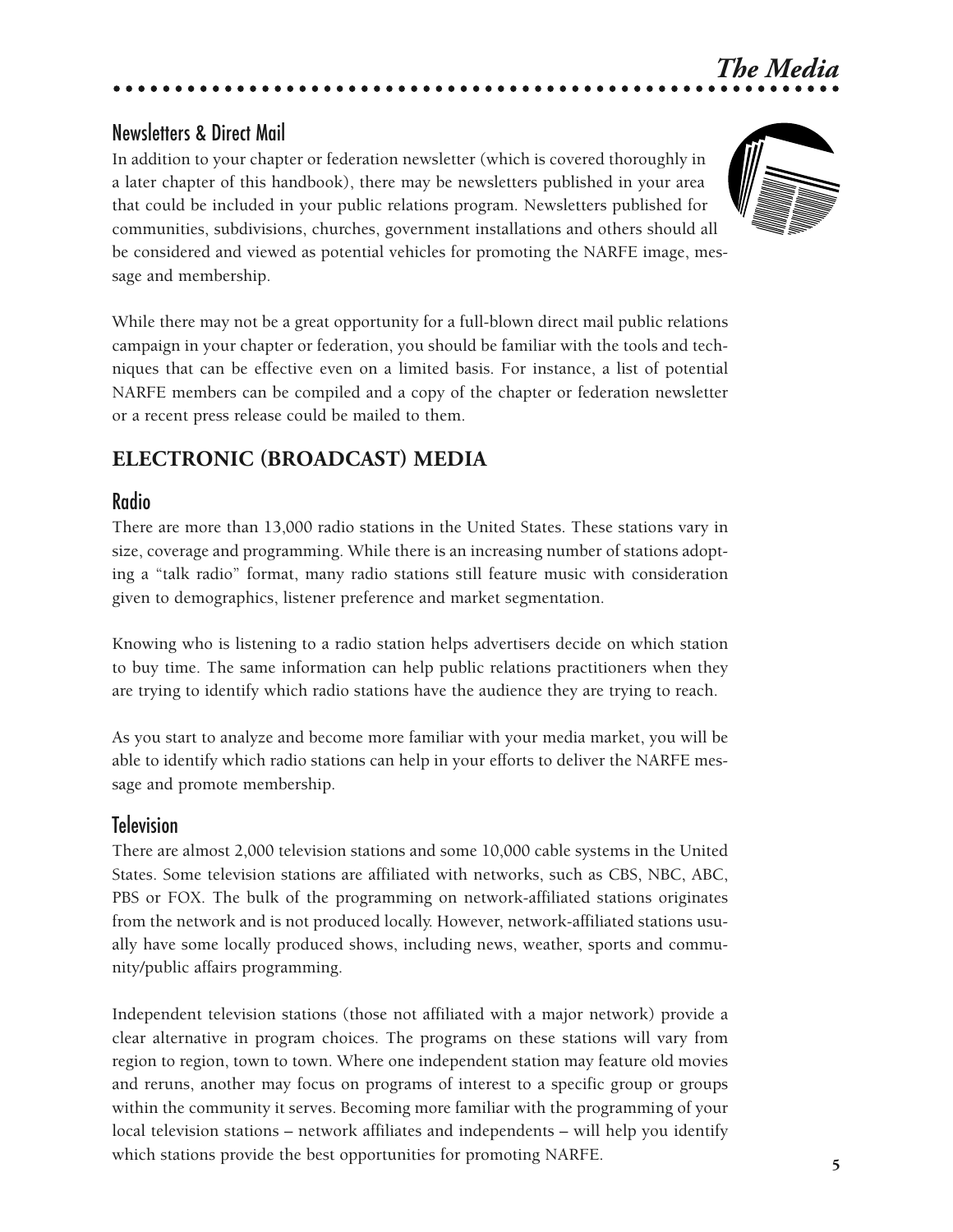### Newsletters & Direct Mail

In addition to your chapter or federation newsletter (which is covered thoroughly in a later chapter of this handbook), there may be newsletters published in your area that could be included in your public relations program. Newsletters published for communities, subdivisions, churches, government installations and others should all be considered and viewed as potential vehicles for promoting the NARFE image, message and membership.

While there may not be a great opportunity for a full-blown direct mail public relations campaign in your chapter or federation, you should be familiar with the tools and techniques that can be effective even on a limited basis. For instance, a list of potential NARFE members can be compiled and a copy of the chapter or federation newsletter or a recent press release could be mailed to them.

## ELECTRONIC (BROADCAST) MEDIA

### Radio

There are more than 13,000 radio stations in the United States. These stations vary in size, coverage and programming. While there is an increasing number of stations adopting a "talk radio" format, many radio stations still feature music with consideration given to demographics, listener preference and market segmentation.

Knowing who is listening to a radio station helps advertisers decide on which station to buy time. The same information can help public relations practitioners when they are trying to identify which radio stations have the audience they are trying to reach.

As you start to analyze and become more familiar with your media market, you will be able to identify which radio stations can help in your efforts to deliver the NARFE message and promote membership.

### Television

There are almost 2,000 television stations and some 10,000 cable systems in the United States. Some television stations are affiliated with networks, such as CBS, NBC, ABC, PBS or FOX. The bulk of the programming on network-affiliated stations originates from the network and is not produced locally. However, network-affiliated stations usually have some locally produced shows, including news, weather, sports and community/public affairs programming.

Independent television stations (those not affiliated with a major network) provide a clear alternative in program choices. The programs on these stations will vary from region to region, town to town. Where one independent station may feature old movies and reruns, another may focus on programs of interest to a specific group or groups within the community it serves. Becoming more familiar with the programming of your local television stations – network affiliates and independents – will help you identify which stations provide the best opportunities for promoting NARFE.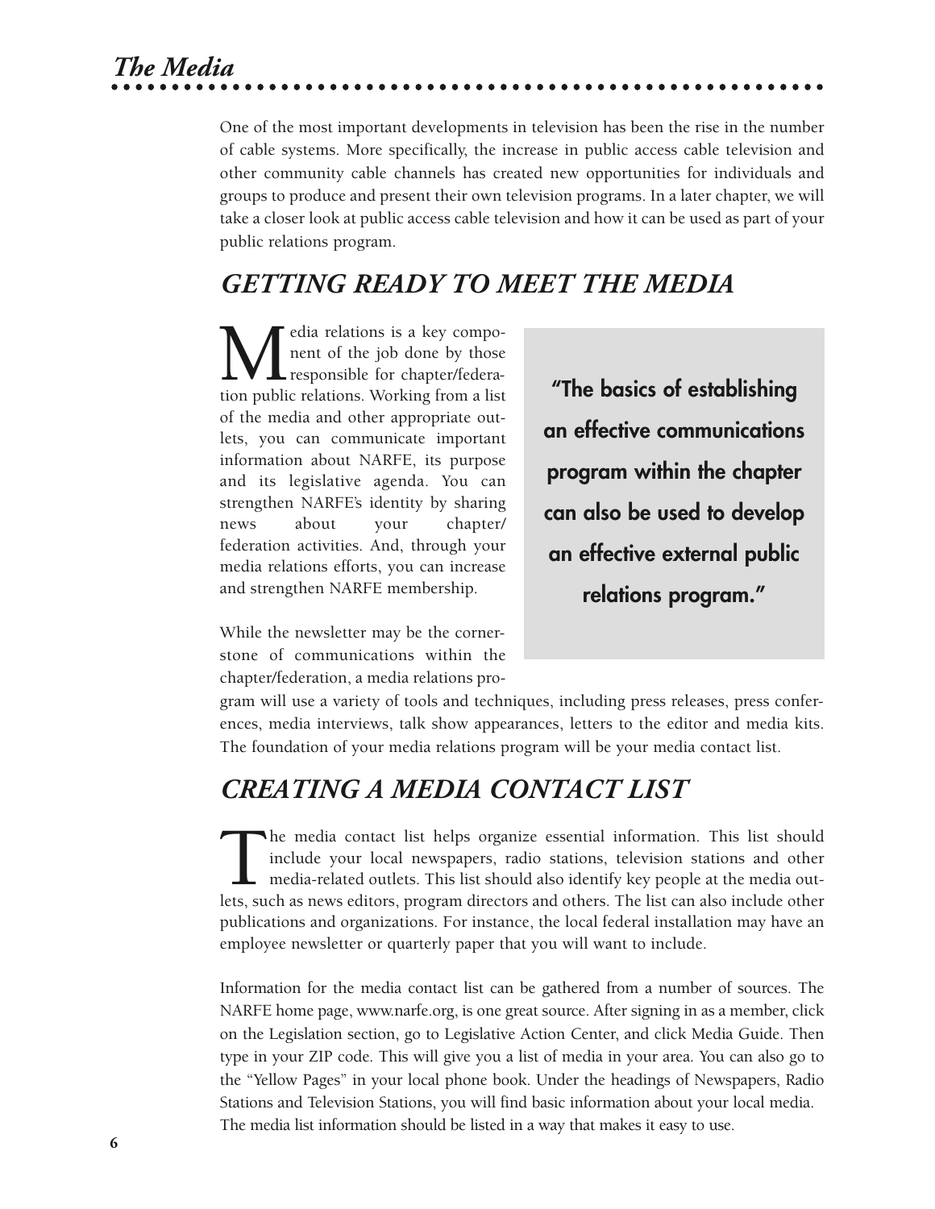One of the most important developments in television has been the rise in the number of cable systems. More specifically, the increase in public access cable television and other community cable channels has created new opportunities for individuals and groups to produce and present their own television programs. In a later chapter, we will take a closer look at public access cable television and how it can be used as part of your public relations program.

## GETTING READY TO MEET THE MEDIA

Media relations is a key component of the job done by those responsible for chapter/federation public relations. Working from a list of the media and other appropriate outlets, you can communicate important information about NARFE, its purpose and its legislative agenda. You can strengthen NARFE's identity by sharing news about your chapter/federation activities. And, through your media relations efforts, you can increase and strengthen NARFE membership.

> **"The basics of establishing an effective communications program within the chapter can also be used to develop an effective external public relations program."**

While the newsletter may be the cornerstone of communications within the chapter/federation, a media relations program will use a variety of tools and techniques, including press releases, press conferences, media interviews, talk show appearances, letters to the editor and media kits. The foundation of your media relations program will be your media contact list.

## CREATING A MEDIA CONTACT LIST

The media contact list helps organize essential information. This list should include your local newspapers, radio stations, television stations and other media-related outlets. This list should also identify key people at the media outlets, such as news editors, program directors and others. The list can also include other publications and organizations. For instance, the local federal installation may have an employee newsletter or quarterly paper that you will want to include.

Information for the media contact list can be gathered from a number of sources. The NARFE home page, www.narfe.org, is one great source. After signing in as a member, click on the Legislation section, go to Legislative Action Center, and click Media Guide. Then type in your ZIP code. This will give you a list of media in your area. You can also go to the "Yellow Pages" in your local phone book. Under the headings of Newspapers, Radio Stations and Television Stations, you will find basic information about your local media. The media list information should be listed in a way that makes it easy to use.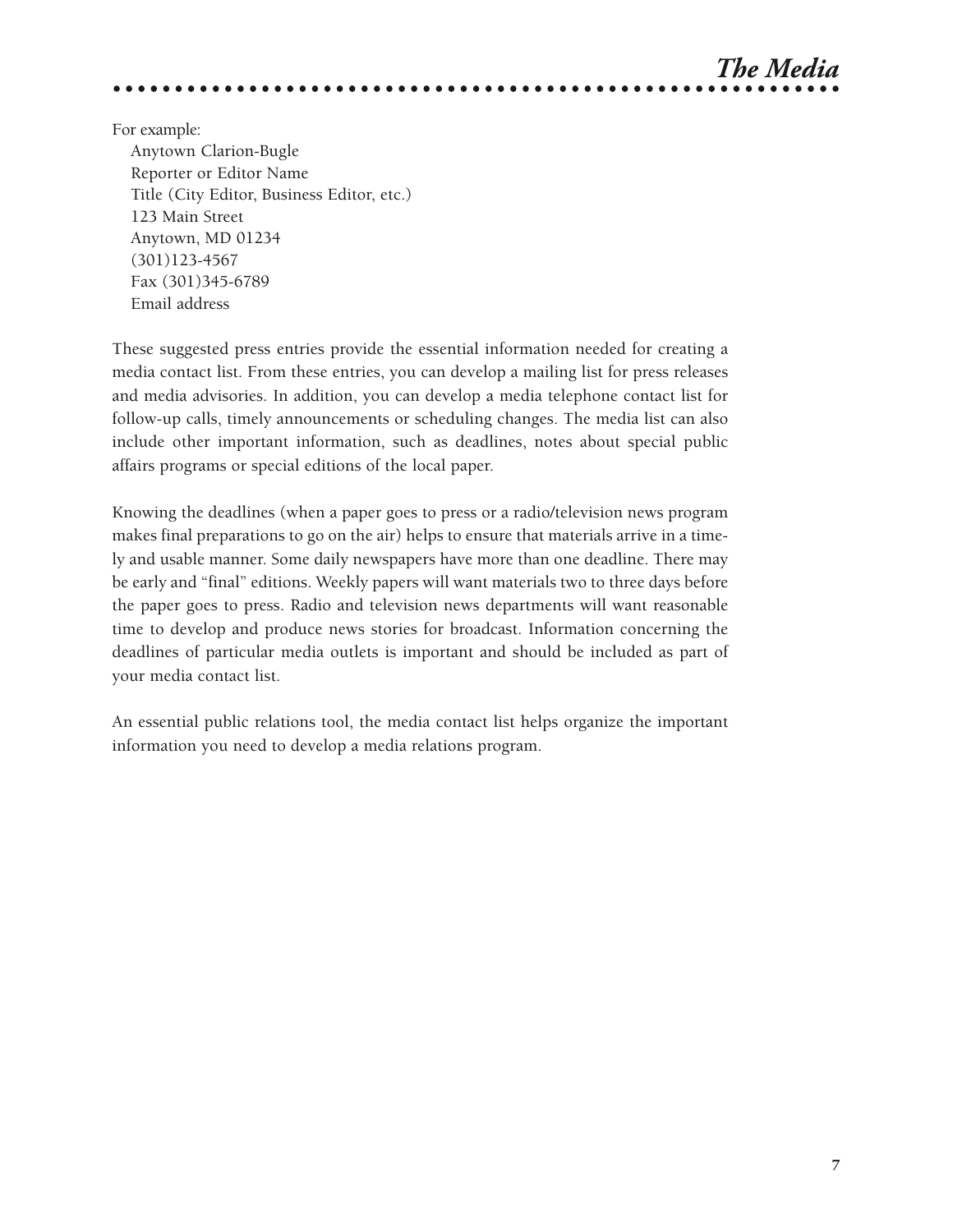For example:

Anytown Clarion-Bugle
Reporter or Editor Name
Title (City Editor, Business Editor, etc.)
123 Main Street
Anytown, MD 01234
(301)123-4567
Fax (301)345-6789
Email address

These suggested press entries provide the essential information needed for creating a media contact list. From these entries, you can develop a mailing list for press releases and media advisories. In addition, you can develop a media telephone contact list for follow-up calls, timely announcements or scheduling changes. The media list can also include other important information, such as deadlines, notes about special public affairs programs or special editions of the local paper.

Knowing the deadlines (when a paper goes to press or a radio/television news program makes final preparations to go on the air) helps to ensure that materials arrive in a timely and usable manner. Some daily newspapers have more than one deadline. There may be early and "final" editions. Weekly papers will want materials two to three days before the paper goes to press. Radio and television news departments will want reasonable time to develop and produce news stories for broadcast. Information concerning the deadlines of particular media outlets is important and should be included as part of your media contact list.

An essential public relations tool, the media contact list helps organize the important information you need to develop a media relations program.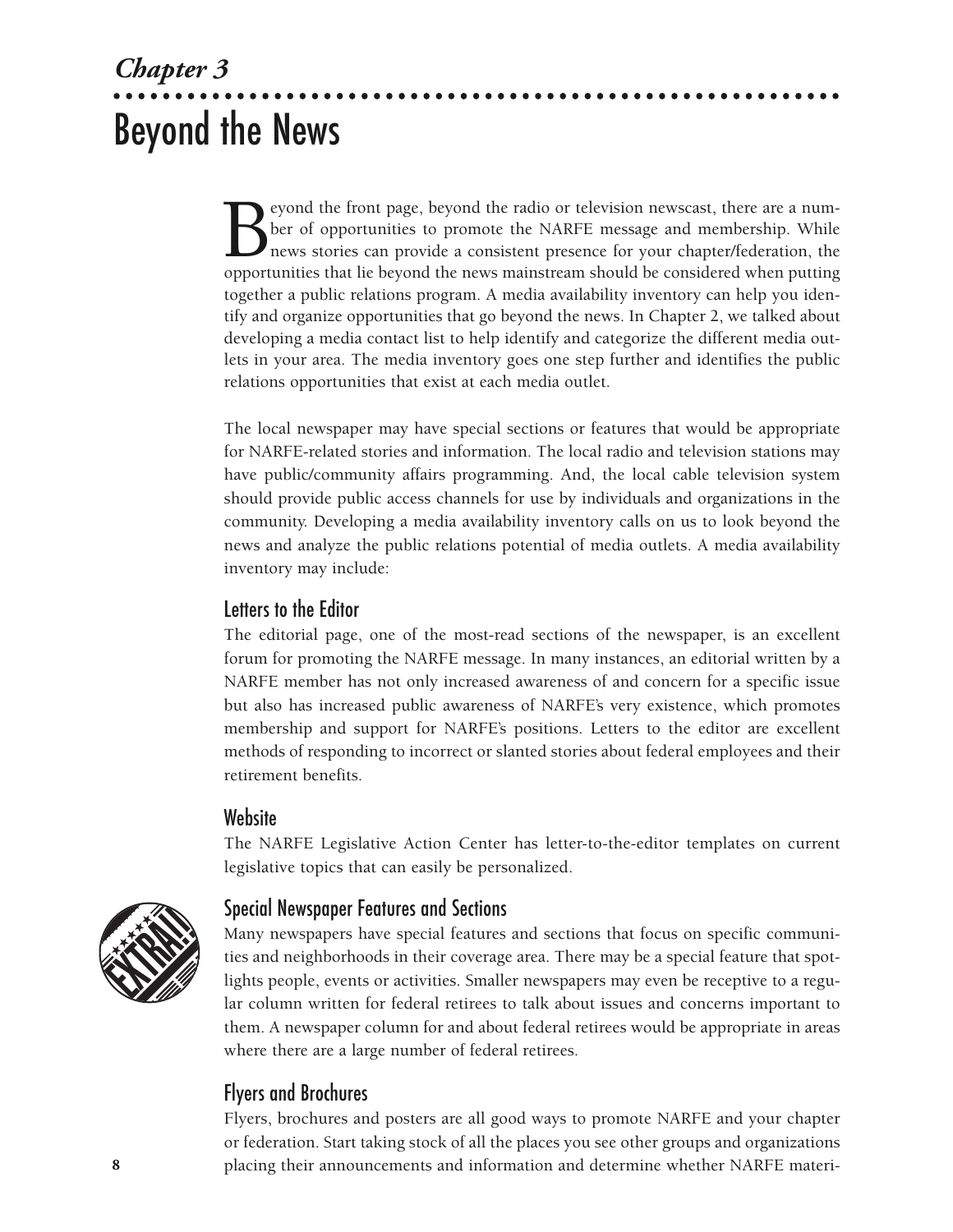*Chapter 3*

# Beyond the News

Beyond the front page, beyond the radio or television newscast, there are a number of opportunities to promote the NARFE message and membership. While news stories can provide a consistent presence for your chapter/federation, the opportunities that lie beyond the news mainstream should be considered when putting together a public relations program. A media availability inventory can help you identify and organize opportunities that go beyond the news. In Chapter 2, we talked about developing a media contact list to help identify and categorize the different media outlets in your area. The media inventory goes one step further and identifies the public relations opportunities that exist at each media outlet.

The local newspaper may have special sections or features that would be appropriate for NARFE-related stories and information. The local radio and television stations may have public/community affairs programming. And, the local cable television system should provide public access channels for use by individuals and organizations in the community. Developing a media availability inventory calls on us to look beyond the news and analyze the public relations potential of media outlets. A media availability inventory may include:

## Letters to the Editor

The editorial page, one of the most-read sections of the newspaper, is an excellent forum for promoting the NARFE message. In many instances, an editorial written by a NARFE member has not only increased awareness of and concern for a specific issue but also has increased public awareness of NARFE's very existence, which promotes membership and support for NARFE's positions. Letters to the editor are excellent methods of responding to incorrect or slanted stories about federal employees and their retirement benefits.

## Website

The NARFE Legislative Action Center has letter-to-the-editor templates on current legislative topics that can easily be personalized.

## Special Newspaper Features and Sections

Many newspapers have special features and sections that focus on specific communities and neighborhoods in their coverage area. There may be a special feature that spotlights people, events or activities. Smaller newspapers may even be receptive to a regular column written for federal retirees to talk about issues and concerns important to them. A newspaper column for and about federal retirees would be appropriate in areas where there are a large number of federal retirees.

## Flyers and Brochures

Flyers, brochures and posters are all good ways to promote NARFE and your chapter or federation. Start taking stock of all the places you see other groups and organizations placing their announcements and information and determine whether NARFE materi-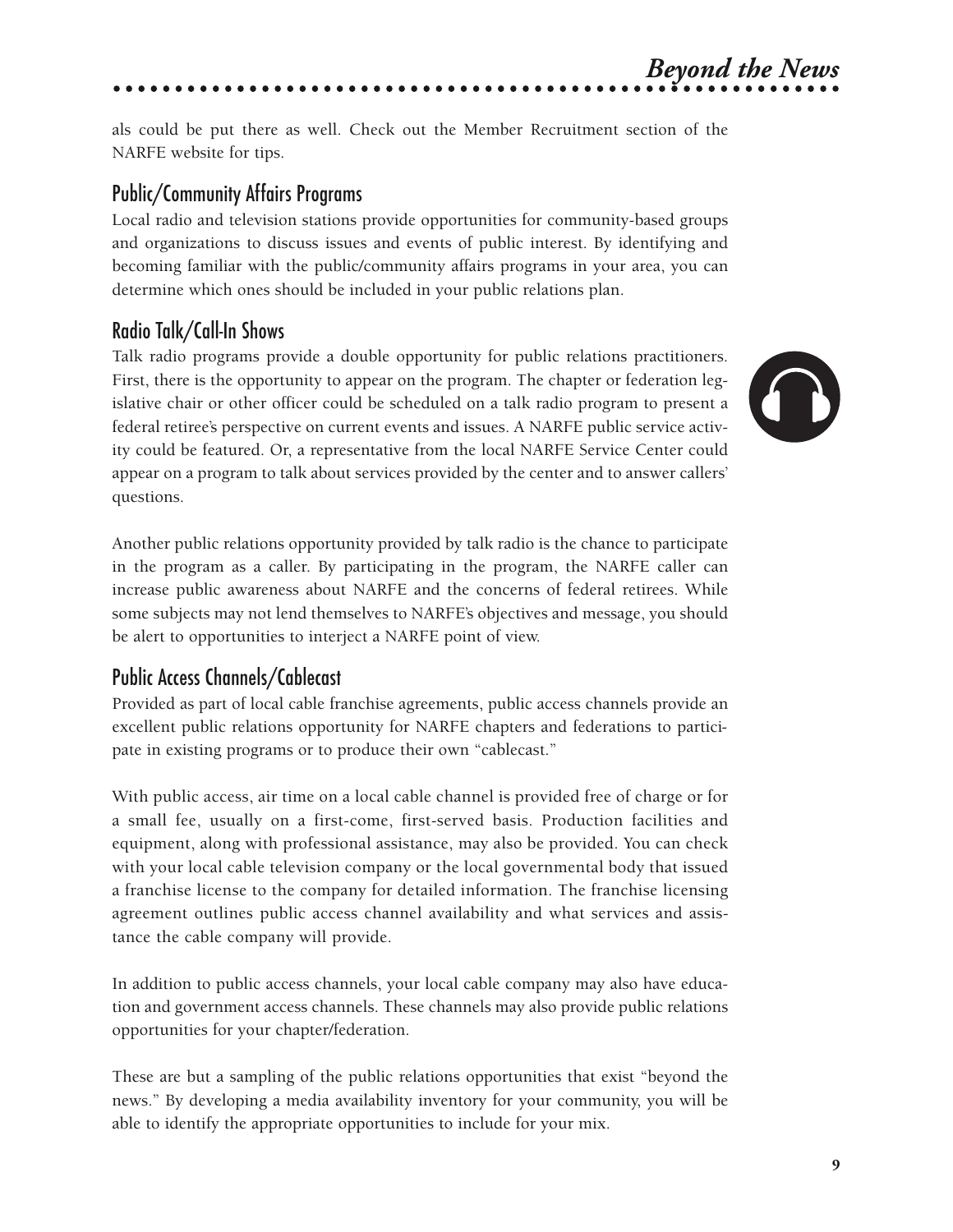als could be put there as well. Check out the Member Recruitment section of the NARFE website for tips.

## Public/Community Affairs Programs

Local radio and television stations provide opportunities for community-based groups and organizations to discuss issues and events of public interest. By identifying and becoming familiar with the public/community affairs programs in your area, you can determine which ones should be included in your public relations plan.

## Radio Talk/Call-In Shows

Talk radio programs provide a double opportunity for public relations practitioners. First, there is the opportunity to appear on the program. The chapter or federation legislative chair or other officer could be scheduled on a talk radio program to present a federal retiree's perspective on current events and issues. A NARFE public service activity could be featured. Or, a representative from the local NARFE Service Center could appear on a program to talk about services provided by the center and to answer callers' questions.

Another public relations opportunity provided by talk radio is the chance to participate in the program as a caller. By participating in the program, the NARFE caller can increase public awareness about NARFE and the concerns of federal retirees. While some subjects may not lend themselves to NARFE's objectives and message, you should be alert to opportunities to interject a NARFE point of view.

## Public Access Channels/Cablecast

Provided as part of local cable franchise agreements, public access channels provide an excellent public relations opportunity for NARFE chapters and federations to participate in existing programs or to produce their own "cablecast."

With public access, air time on a local cable channel is provided free of charge or for a small fee, usually on a first-come, first-served basis. Production facilities and equipment, along with professional assistance, may also be provided. You can check with your local cable television company or the local governmental body that issued a franchise license to the company for detailed information. The franchise licensing agreement outlines public access channel availability and what services and assistance the cable company will provide.

In addition to public access channels, your local cable company may also have education and government access channels. These channels may also provide public relations opportunities for your chapter/federation.

These are but a sampling of the public relations opportunities that exist "beyond the news." By developing a media availability inventory for your community, you will be able to identify the appropriate opportunities to include for your mix.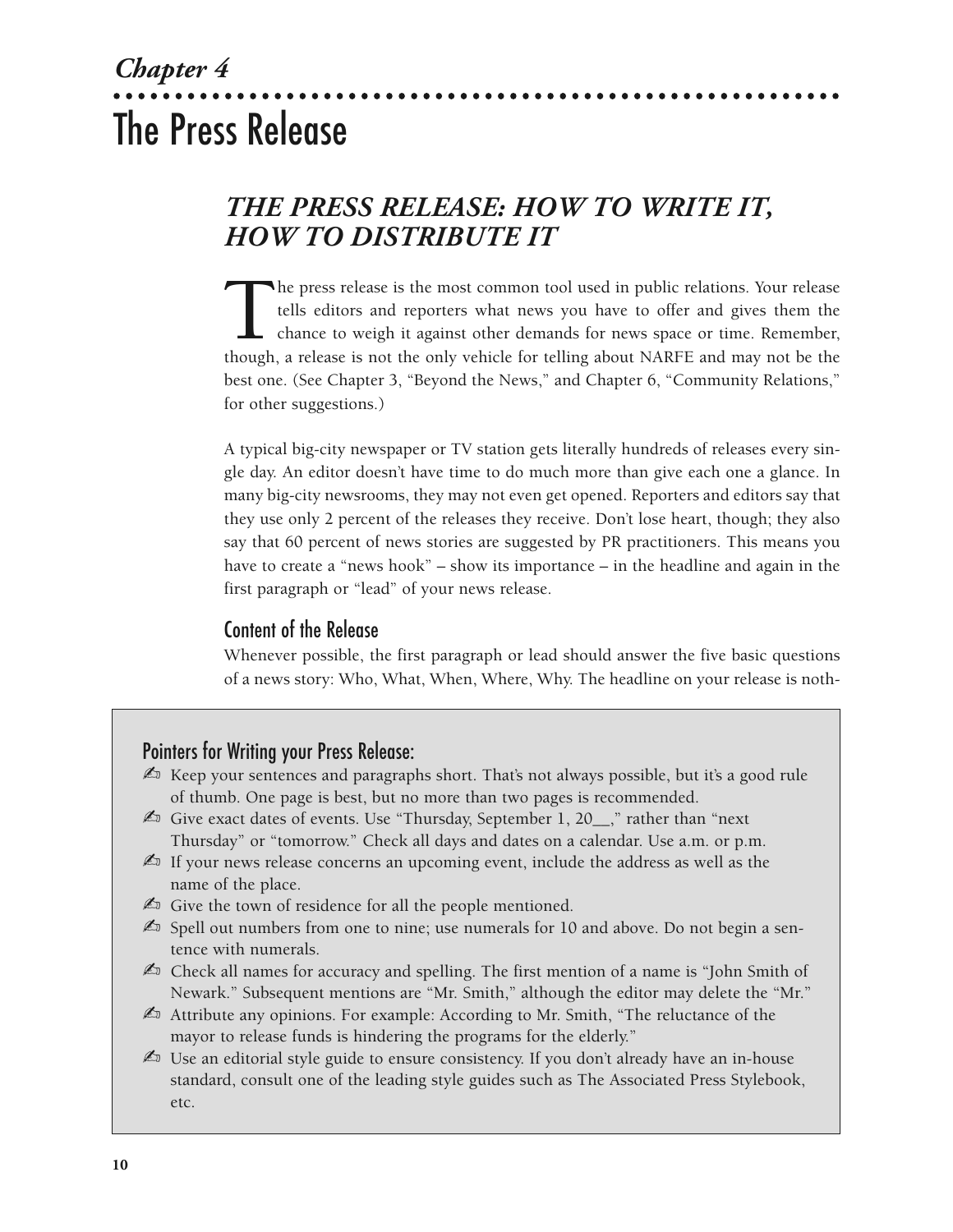# Chapter 4

# The Press Release

## *THE PRESS RELEASE: HOW TO WRITE IT, HOW TO DISTRIBUTE IT*

The press release is the most common tool used in public relations. Your release tells editors and reporters what news you have to offer and gives them the chance to weigh it against other demands for news space or time. Remember, though, a release is not the only vehicle for telling about NARFE and may not be the best one. (See Chapter 3, "Beyond the News," and Chapter 6, "Community Relations," for other suggestions.)

A typical big-city newspaper or TV station gets literally hundreds of releases every single day. An editor doesn't have time to do much more than give each one a glance. In many big-city newsrooms, they may not even get opened. Reporters and editors say that they use only 2 percent of the releases they receive. Don't lose heart, though; they also say that 60 percent of news stories are suggested by PR practitioners. This means you have to create a "news hook" – show its importance – in the headline and again in the first paragraph or "lead" of your news release.

### Content of the Release

Whenever possible, the first paragraph or lead should answer the five basic questions of a news story: Who, What, When, Where, Why. The headline on your release is noth-

> **Pointers for Writing your Press Release:**
>
> - Keep your sentences and paragraphs short. That's not always possible, but it's a good rule of thumb. One page is best, but no more than two pages is recommended.
> - Give exact dates of events. Use "Thursday, September 1, 20__," rather than "next Thursday" or "tomorrow." Check all days and dates on a calendar. Use a.m. or p.m.
> - If your news release concerns an upcoming event, include the address as well as the name of the place.
> - Give the town of residence for all the people mentioned.
> - Spell out numbers from one to nine; use numerals for 10 and above. Do not begin a sentence with numerals.
> - Check all names for accuracy and spelling. The first mention of a name is "John Smith of Newark." Subsequent mentions are "Mr. Smith," although the editor may delete the "Mr."
> - Attribute any opinions. For example: According to Mr. Smith, "The reluctance of the mayor to release funds is hindering the programs for the elderly."
> - Use an editorial style guide to ensure consistency. If you don't already have an in-house standard, consult one of the leading style guides such as The Associated Press Stylebook, etc.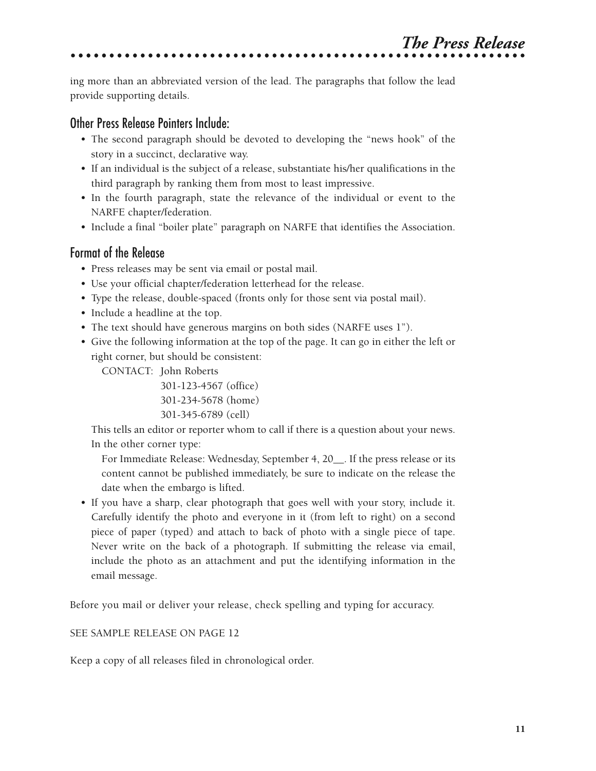ing more than an abbreviated version of the lead. The paragraphs that follow the lead provide supporting details.

## Other Press Release Pointers Include:

- The second paragraph should be devoted to developing the "news hook" of the story in a succinct, declarative way.
- If an individual is the subject of a release, substantiate his/her qualifications in the third paragraph by ranking them from most to least impressive.
- In the fourth paragraph, state the relevance of the individual or event to the NARFE chapter/federation.
- Include a final "boiler plate" paragraph on NARFE that identifies the Association.

## Format of the Release

- Press releases may be sent via email or postal mail.
- Use your official chapter/federation letterhead for the release.
- Type the release, double-spaced (fronts only for those sent via postal mail).
- Include a headline at the top.
- The text should have generous margins on both sides (NARFE uses 1").
- Give the following information at the top of the page. It can go in either the left or right corner, but should be consistent:

  CONTACT: John Roberts
  301-123-4567 (office)
  301-234-5678 (home)
  301-345-6789 (cell)

  This tells an editor or reporter whom to call if there is a question about your news. In the other corner type:

  For Immediate Release: Wednesday, September 4, 20__. If the press release or its content cannot be published immediately, be sure to indicate on the release the date when the embargo is lifted.
- If you have a sharp, clear photograph that goes well with your story, include it. Carefully identify the photo and everyone in it (from left to right) on a second piece of paper (typed) and attach to back of photo with a single piece of tape. Never write on the back of a photograph. If submitting the release via email, include the photo as an attachment and put the identifying information in the email message.

Before you mail or deliver your release, check spelling and typing for accuracy.

SEE SAMPLE RELEASE ON PAGE 12

Keep a copy of all releases filed in chronological order.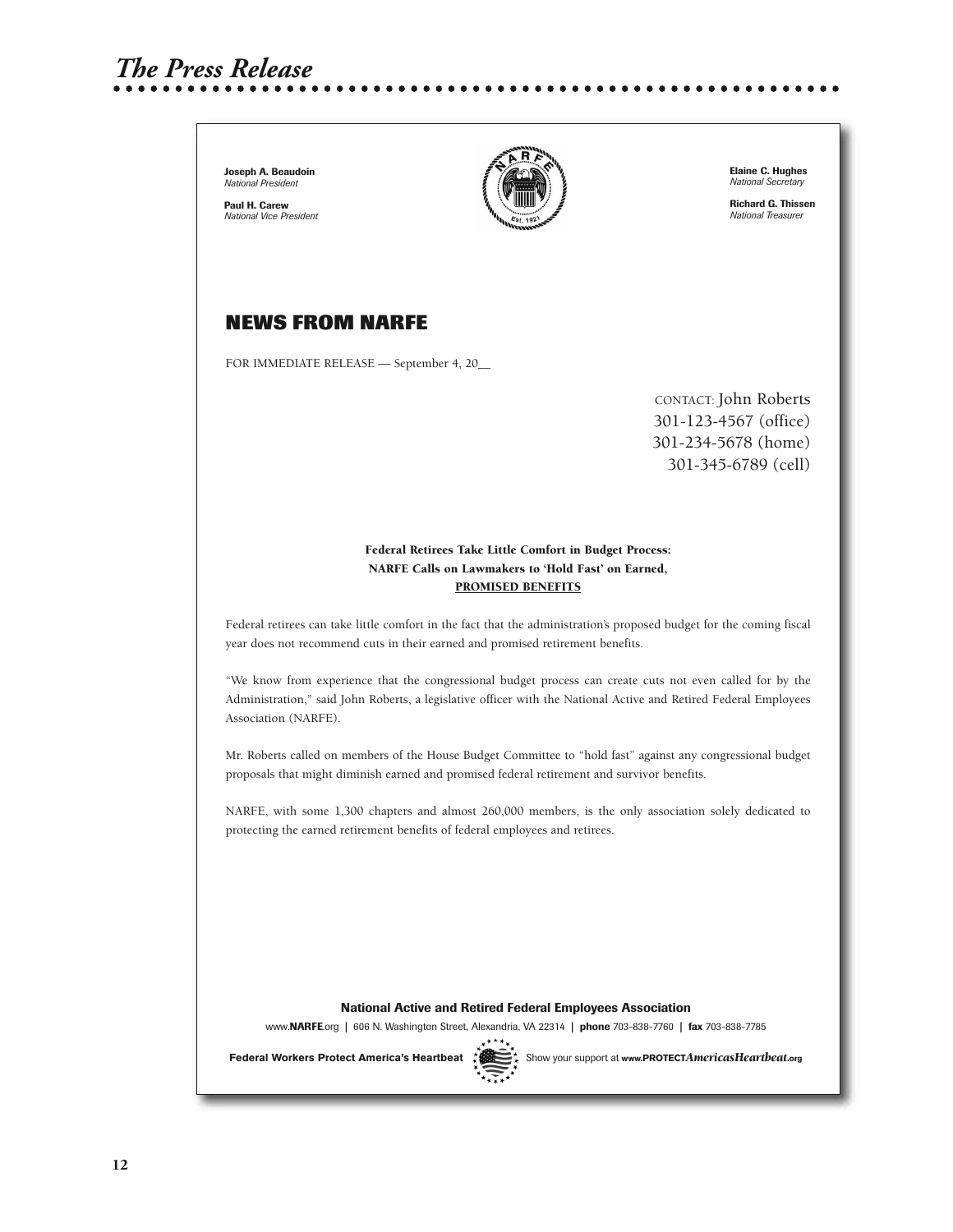# The Press Release

**Joseph A. Beaudoin**
*National President*

**Paul H. Carew**
*National Vice President*

**Elaine C. Hughes**
*National Secretary*

**Richard G. Thissen**
*National Treasurer*

## NEWS FROM NARFE

FOR IMMEDIATE RELEASE — September 4, 20__

CONTACT: John Roberts
301-123-4567 (office)
301-234-5678 (home)
301-345-6789 (cell)

**Federal Retirees Take Little Comfort in Budget Process:**
**NARFE Calls on Lawmakers to 'Hold Fast' on Earned,**
**PROMISED BENEFITS**

Federal retirees can take little comfort in the fact that the administration's proposed budget for the coming fiscal year does not recommend cuts in their earned and promised retirement benefits.

"We know from experience that the congressional budget process can create cuts not even called for by the Administration," said John Roberts, a legislative officer with the National Active and Retired Federal Employees Association (NARFE).

Mr. Roberts called on members of the House Budget Committee to "hold fast" against any congressional budget proposals that might diminish earned and promised federal retirement and survivor benefits.

NARFE, with some 1,300 chapters and almost 260,000 members, is the only association solely dedicated to protecting the earned retirement benefits of federal employees and retirees.

**National Active and Retired Federal Employees Association**

www.**NARFE**.org | 606 N. Washington Street, Alexandria, VA 22314 | **phone** 703-838-7760 | **fax** 703-838-7785

**Federal Workers Protect America's Heartbeat** Show your support at **www.PROTECT*AmericasHeartbeat*.org**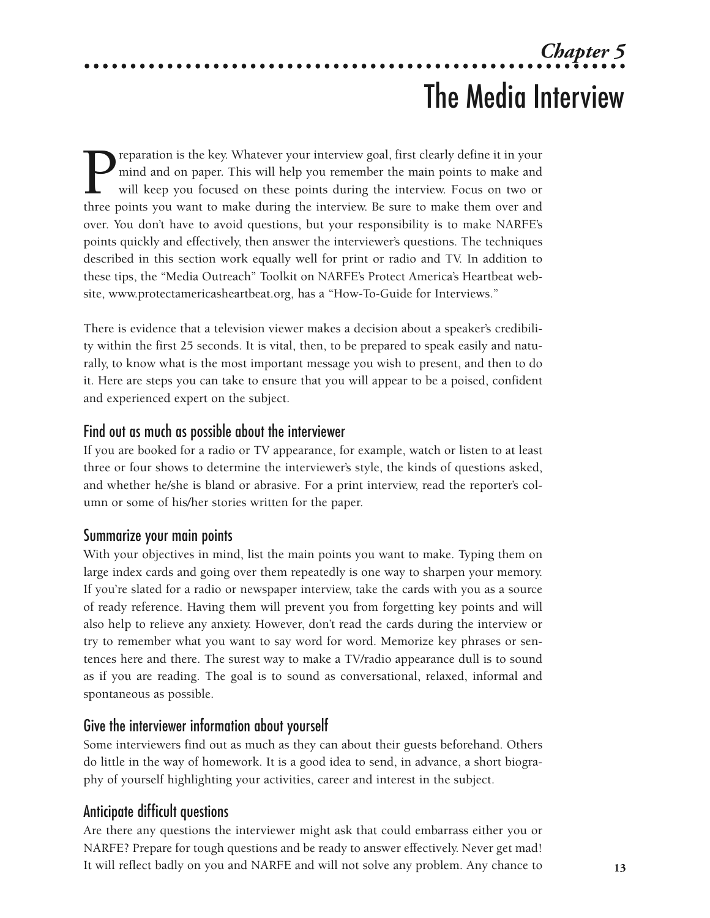*Chapter 5*

# The Media Interview

Preparation is the key. Whatever your interview goal, first clearly define it in your mind and on paper. This will help you remember the main points to make and will keep you focused on these points during the interview. Focus on two or three points you want to make during the interview. Be sure to make them over and over. You don't have to avoid questions, but your responsibility is to make NARFE's points quickly and effectively, then answer the interviewer's questions. The techniques described in this section work equally well for print or radio and TV. In addition to these tips, the "Media Outreach" Toolkit on NARFE's Protect America's Heartbeat website, www.protectamericasheartbeat.org, has a "How-To-Guide for Interviews."

There is evidence that a television viewer makes a decision about a speaker's credibility within the first 25 seconds. It is vital, then, to be prepared to speak easily and naturally, to know what is the most important message you wish to present, and then to do it. Here are steps you can take to ensure that you will appear to be a poised, confident and experienced expert on the subject.

## Find out as much as possible about the interviewer

If you are booked for a radio or TV appearance, for example, watch or listen to at least three or four shows to determine the interviewer's style, the kinds of questions asked, and whether he/she is bland or abrasive. For a print interview, read the reporter's column or some of his/her stories written for the paper.

## Summarize your main points

With your objectives in mind, list the main points you want to make. Typing them on large index cards and going over them repeatedly is one way to sharpen your memory. If you're slated for a radio or newspaper interview, take the cards with you as a source of ready reference. Having them will prevent you from forgetting key points and will also help to relieve any anxiety. However, don't read the cards during the interview or try to remember what you want to say word for word. Memorize key phrases or sentences here and there. The surest way to make a TV/radio appearance dull is to sound as if you are reading. The goal is to sound as conversational, relaxed, informal and spontaneous as possible.

## Give the interviewer information about yourself

Some interviewers find out as much as they can about their guests beforehand. Others do little in the way of homework. It is a good idea to send, in advance, a short biography of yourself highlighting your activities, career and interest in the subject.

## Anticipate difficult questions

Are there any questions the interviewer might ask that could embarrass either you or NARFE? Prepare for tough questions and be ready to answer effectively. Never get mad! It will reflect badly on you and NARFE and will not solve any problem. Any chance to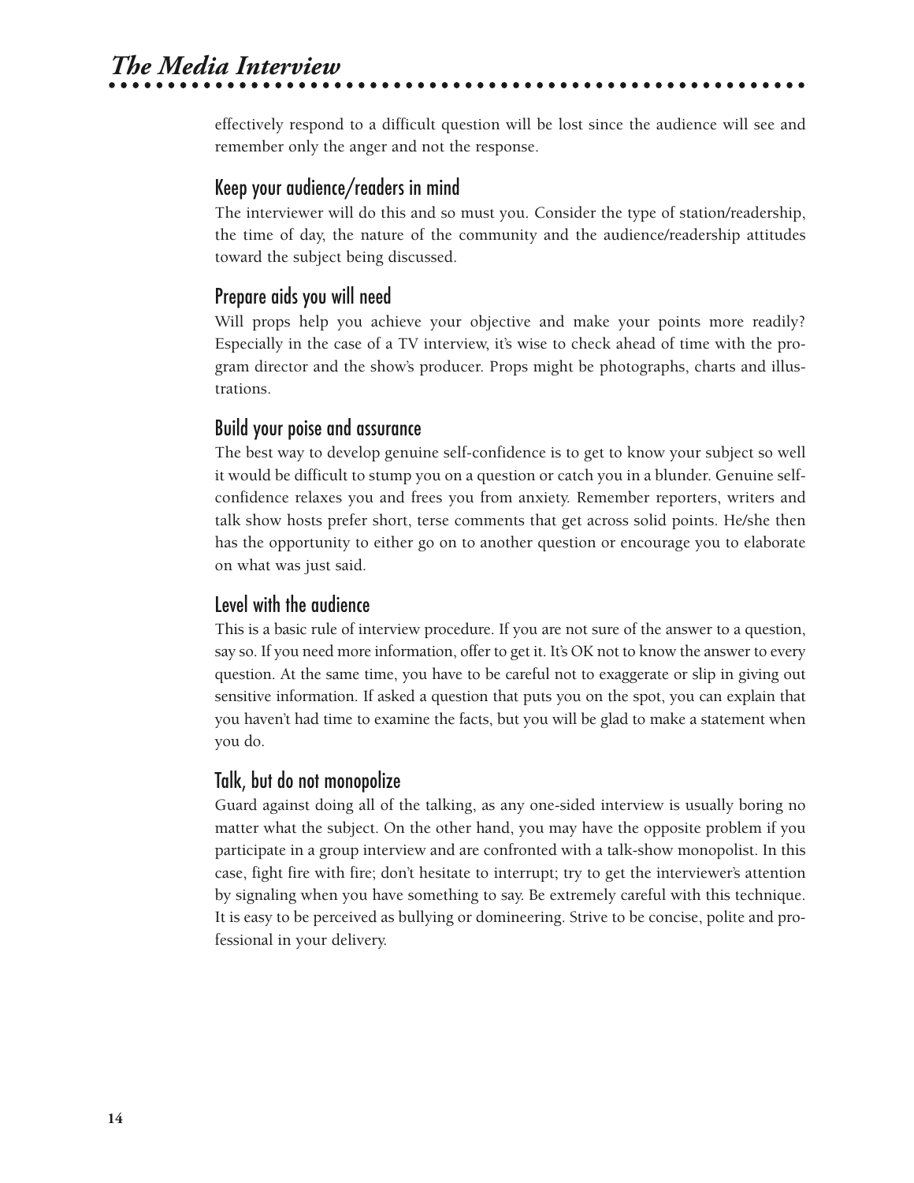effectively respond to a difficult question will be lost since the audience will see and remember only the anger and not the response.

## Keep your audience/readers in mind

The interviewer will do this and so must you. Consider the type of station/readership, the time of day, the nature of the community and the audience/readership attitudes toward the subject being discussed.

## Prepare aids you will need

Will props help you achieve your objective and make your points more readily? Especially in the case of a TV interview, it's wise to check ahead of time with the program director and the show's producer. Props might be photographs, charts and illustrations.

## Build your poise and assurance

The best way to develop genuine self-confidence is to get to know your subject so well it would be difficult to stump you on a question or catch you in a blunder. Genuine self-confidence relaxes you and frees you from anxiety. Remember reporters, writers and talk show hosts prefer short, terse comments that get across solid points. He/she then has the opportunity to either go on to another question or encourage you to elaborate on what was just said.

## Level with the audience

This is a basic rule of interview procedure. If you are not sure of the answer to a question, say so. If you need more information, offer to get it. It's OK not to know the answer to every question. At the same time, you have to be careful not to exaggerate or slip in giving out sensitive information. If asked a question that puts you on the spot, you can explain that you haven't had time to examine the facts, but you will be glad to make a statement when you do.

## Talk, but do not monopolize

Guard against doing all of the talking, as any one-sided interview is usually boring no matter what the subject. On the other hand, you may have the opposite problem if you participate in a group interview and are confronted with a talk-show monopolist. In this case, fight fire with fire; don't hesitate to interrupt; try to get the interviewer's attention by signaling when you have something to say. Be extremely careful with this technique. It is easy to be perceived as bullying or domineering. Strive to be concise, polite and professional in your delivery.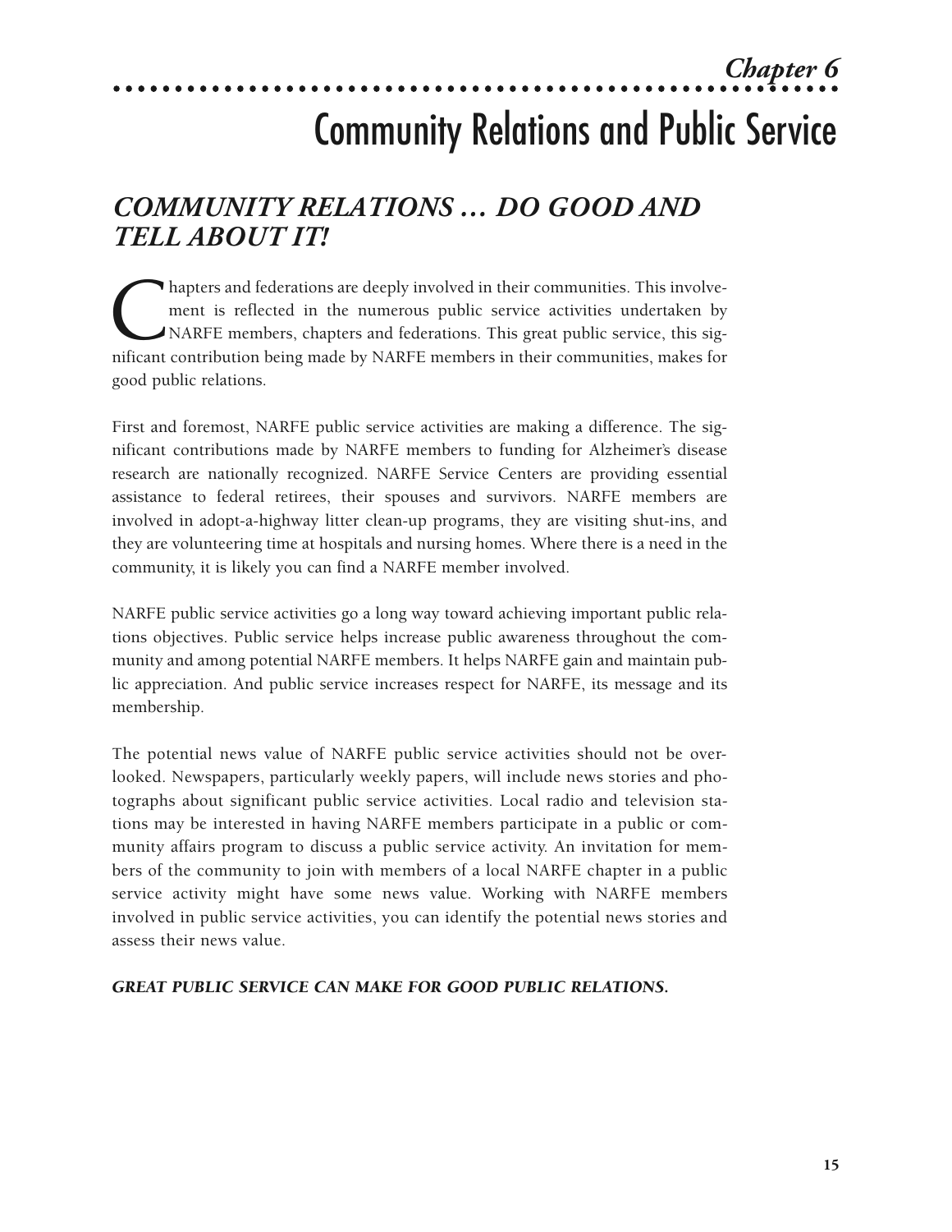# Chapter 6

# Community Relations and Public Service

## *COMMUNITY RELATIONS … DO GOOD AND TELL ABOUT IT!*

Chapters and federations are deeply involved in their communities. This involvement is reflected in the numerous public service activities undertaken by NARFE members, chapters and federations. This great public service, this significant contribution being made by NARFE members in their communities, makes for good public relations.

First and foremost, NARFE public service activities are making a difference. The significant contributions made by NARFE members to funding for Alzheimer's disease research are nationally recognized. NARFE Service Centers are providing essential assistance to federal retirees, their spouses and survivors. NARFE members are involved in adopt-a-highway litter clean-up programs, they are visiting shut-ins, and they are volunteering time at hospitals and nursing homes. Where there is a need in the community, it is likely you can find a NARFE member involved.

NARFE public service activities go a long way toward achieving important public relations objectives. Public service helps increase public awareness throughout the community and among potential NARFE members. It helps NARFE gain and maintain public appreciation. And public service increases respect for NARFE, its message and its membership.

The potential news value of NARFE public service activities should not be overlooked. Newspapers, particularly weekly papers, will include news stories and photographs about significant public service activities. Local radio and television stations may be interested in having NARFE members participate in a public or community affairs program to discuss a public service activity. An invitation for members of the community to join with members of a local NARFE chapter in a public service activity might have some news value. Working with NARFE members involved in public service activities, you can identify the potential news stories and assess their news value.

***GREAT PUBLIC SERVICE CAN MAKE FOR GOOD PUBLIC RELATIONS.***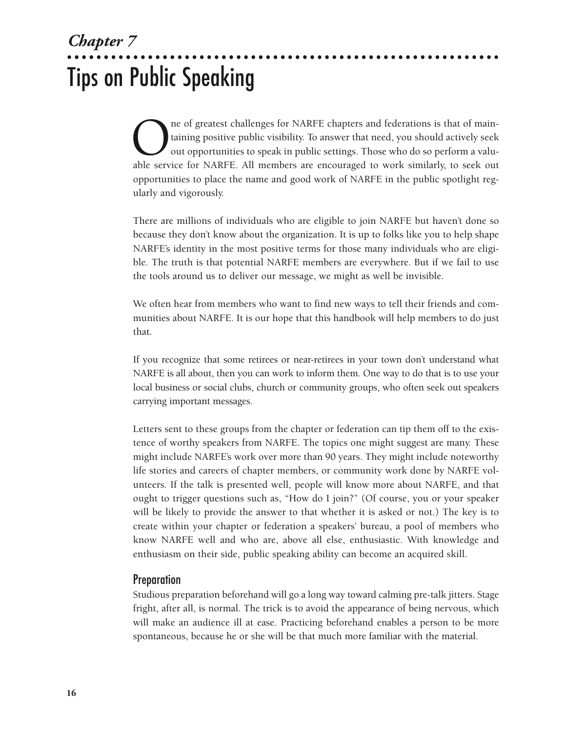## *Chapter 7*

# Tips on Public Speaking

One of greatest challenges for NARFE chapters and federations is that of maintaining positive public visibility. To answer that need, you should actively seek out opportunities to speak in public settings. Those who do so perform a valuable service for NARFE. All members are encouraged to work similarly, to seek out opportunities to place the name and good work of NARFE in the public spotlight regularly and vigorously.

There are millions of individuals who are eligible to join NARFE but haven't done so because they don't know about the organization. It is up to folks like you to help shape NARFE's identity in the most positive terms for those many individuals who are eligible. The truth is that potential NARFE members are everywhere. But if we fail to use the tools around us to deliver our message, we might as well be invisible.

We often hear from members who want to find new ways to tell their friends and communities about NARFE. It is our hope that this handbook will help members to do just that.

If you recognize that some retirees or near-retirees in your town don't understand what NARFE is all about, then you can work to inform them. One way to do that is to use your local business or social clubs, church or community groups, who often seek out speakers carrying important messages.

Letters sent to these groups from the chapter or federation can tip them off to the existence of worthy speakers from NARFE. The topics one might suggest are many. These might include NARFE's work over more than 90 years. They might include noteworthy life stories and careers of chapter members, or community work done by NARFE volunteers. If the talk is presented well, people will know more about NARFE, and that ought to trigger questions such as, "How do I join?" (Of course, you or your speaker will be likely to provide the answer to that whether it is asked or not.) The key is to create within your chapter or federation a speakers' bureau, a pool of members who know NARFE well and who are, above all else, enthusiastic. With knowledge and enthusiasm on their side, public speaking ability can become an acquired skill.

### Preparation

Studious preparation beforehand will go a long way toward calming pre-talk jitters. Stage fright, after all, is normal. The trick is to avoid the appearance of being nervous, which will make an audience ill at ease. Practicing beforehand enables a person to be more spontaneous, because he or she will be that much more familiar with the material.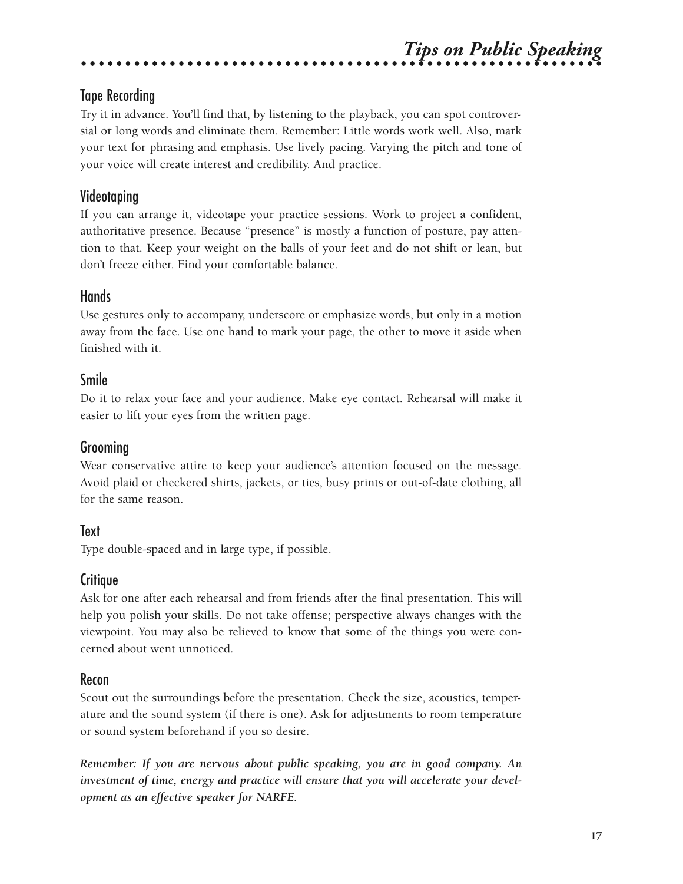## Tape Recording

Try it in advance. You'll find that, by listening to the playback, you can spot controversial or long words and eliminate them. Remember: Little words work well. Also, mark your text for phrasing and emphasis. Use lively pacing. Varying the pitch and tone of your voice will create interest and credibility. And practice.

## Videotaping

If you can arrange it, videotape your practice sessions. Work to project a confident, authoritative presence. Because "presence" is mostly a function of posture, pay attention to that. Keep your weight on the balls of your feet and do not shift or lean, but don't freeze either. Find your comfortable balance.

## Hands

Use gestures only to accompany, underscore or emphasize words, but only in a motion away from the face. Use one hand to mark your page, the other to move it aside when finished with it.

## Smile

Do it to relax your face and your audience. Make eye contact. Rehearsal will make it easier to lift your eyes from the written page.

## Grooming

Wear conservative attire to keep your audience's attention focused on the message. Avoid plaid or checkered shirts, jackets, or ties, busy prints or out-of-date clothing, all for the same reason.

## Text

Type double-spaced and in large type, if possible.

## Critique

Ask for one after each rehearsal and from friends after the final presentation. This will help you polish your skills. Do not take offense; perspective always changes with the viewpoint. You may also be relieved to know that some of the things you were concerned about went unnoticed.

## Recon

Scout out the surroundings before the presentation. Check the size, acoustics, temperature and the sound system (if there is one). Ask for adjustments to room temperature or sound system beforehand if you so desire.

***Remember: If you are nervous about public speaking, you are in good company. An investment of time, energy and practice will ensure that you will accelerate your development as an effective speaker for NARFE.***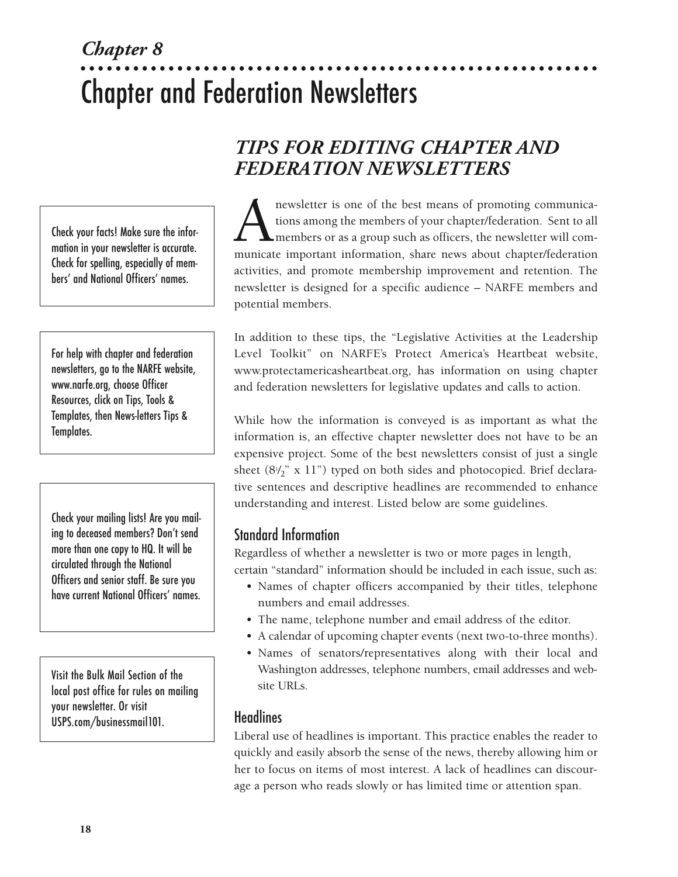*Chapter 8*

# Chapter and Federation Newsletters

Check your facts! Make sure the information in your newsletter is accurate. Check for spelling, especially of members' and National Officers' names.

For help with chapter and federation newsletters, go to the NARFE website, www.narfe.org, choose Officer Resources, click on Tips, Tools & Templates, then News-letters Tips & Templates.

Check your mailing lists! Are you mailing to deceased members? Don't send more than one copy to HQ. It will be circulated through the National Officers and senior staff. Be sure you have current National Officers' names.

Visit the Bulk Mail Section of the local post office for rules on mailing your newsletter. Or visit USPS.com/businessmail101.

## *TIPS FOR EDITING CHAPTER AND FEDERATION NEWSLETTERS*

A newsletter is one of the best means of promoting communications among the members of your chapter/federation. Sent to all members or as a group such as officers, the newsletter will communicate important information, share news about chapter/federation activities, and promote membership improvement and retention. The newsletter is designed for a specific audience – NARFE members and potential members.

In addition to these tips, the "Legislative Activities at the Leadership Level Toolkit" on NARFE's Protect America's Heartbeat website, www.protectamericasheartbeat.org, has information on using chapter and federation newsletters for legislative updates and calls to action.

While how the information is conveyed is as important as what the information is, an effective chapter newsletter does not have to be an expensive project. Some of the best newsletters consist of just a single sheet (8½" x 11") typed on both sides and photocopied. Brief declarative sentences and descriptive headlines are recommended to enhance understanding and interest. Listed below are some guidelines.

### Standard Information

Regardless of whether a newsletter is two or more pages in length, certain "standard" information should be included in each issue, such as:

- Names of chapter officers accompanied by their titles, telephone numbers and email addresses.
- The name, telephone number and email address of the editor.
- A calendar of upcoming chapter events (next two-to-three months).
- Names of senators/representatives along with their local and Washington addresses, telephone numbers, email addresses and website URLs.

### Headlines

Liberal use of headlines is important. This practice enables the reader to quickly and easily absorb the sense of the news, thereby allowing him or her to focus on items of most interest. A lack of headlines can discourage a person who reads slowly or has limited time or attention span.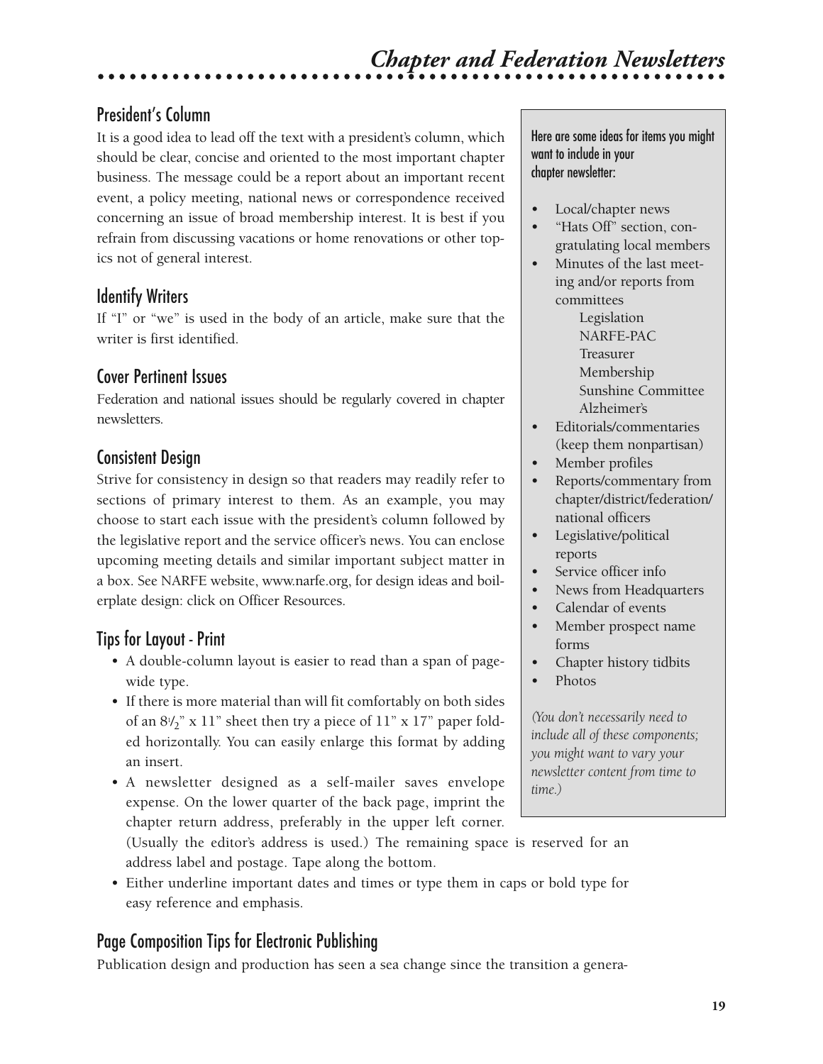## President's Column

It is a good idea to lead off the text with a president's column, which should be clear, concise and oriented to the most important chapter business. The message could be a report about an important recent event, a policy meeting, national news or correspondence received concerning an issue of broad membership interest. It is best if you refrain from discussing vacations or home renovations or other topics not of general interest.

## Identify Writers

If "I" or "we" is used in the body of an article, make sure that the writer is first identified.

## Cover Pertinent Issues

Federation and national issues should be regularly covered in chapter newsletters.

## Consistent Design

Strive for consistency in design so that readers may readily refer to sections of primary interest to them. As an example, you may choose to start each issue with the president's column followed by the legislative report and the service officer's news. You can enclose upcoming meeting details and similar important subject matter in a box. See NARFE website, www.narfe.org, for design ideas and boilerplate design: click on Officer Resources.

## Tips for Layout - Print

- A double-column layout is easier to read than a span of page-wide type.
- If there is more material than will fit comfortably on both sides of an 8½" x 11" sheet then try a piece of 11" x 17" paper folded horizontally. You can easily enlarge this format by adding an insert.
- A newsletter designed as a self-mailer saves envelope expense. On the lower quarter of the back page, imprint the chapter return address, preferably in the upper left corner. (Usually the editor's address is used.) The remaining space is reserved for an address label and postage. Tape along the bottom.
- Either underline important dates and times or type them in caps or bold type for easy reference and emphasis.

Here are some ideas for items you might want to include in your chapter newsletter:

- Local/chapter news
- "Hats Off" section, congratulating local members
- Minutes of the last meeting and/or reports from committees
  - Legislation
  - NARFE-PAC
  - Treasurer
  - Membership
  - Sunshine Committee
  - Alzheimer's
- Editorials/commentaries (keep them nonpartisan)
- Member profiles
- Reports/commentary from chapter/district/federation/national officers
- Legislative/political reports
- Service officer info
- News from Headquarters
- Calendar of events
- Member prospect name forms
- Chapter history tidbits
- Photos

*(You don't necessarily need to include all of these components; you might want to vary your newsletter content from time to time.)*

## Page Composition Tips for Electronic Publishing

Publication design and production has seen a sea change since the transition a genera-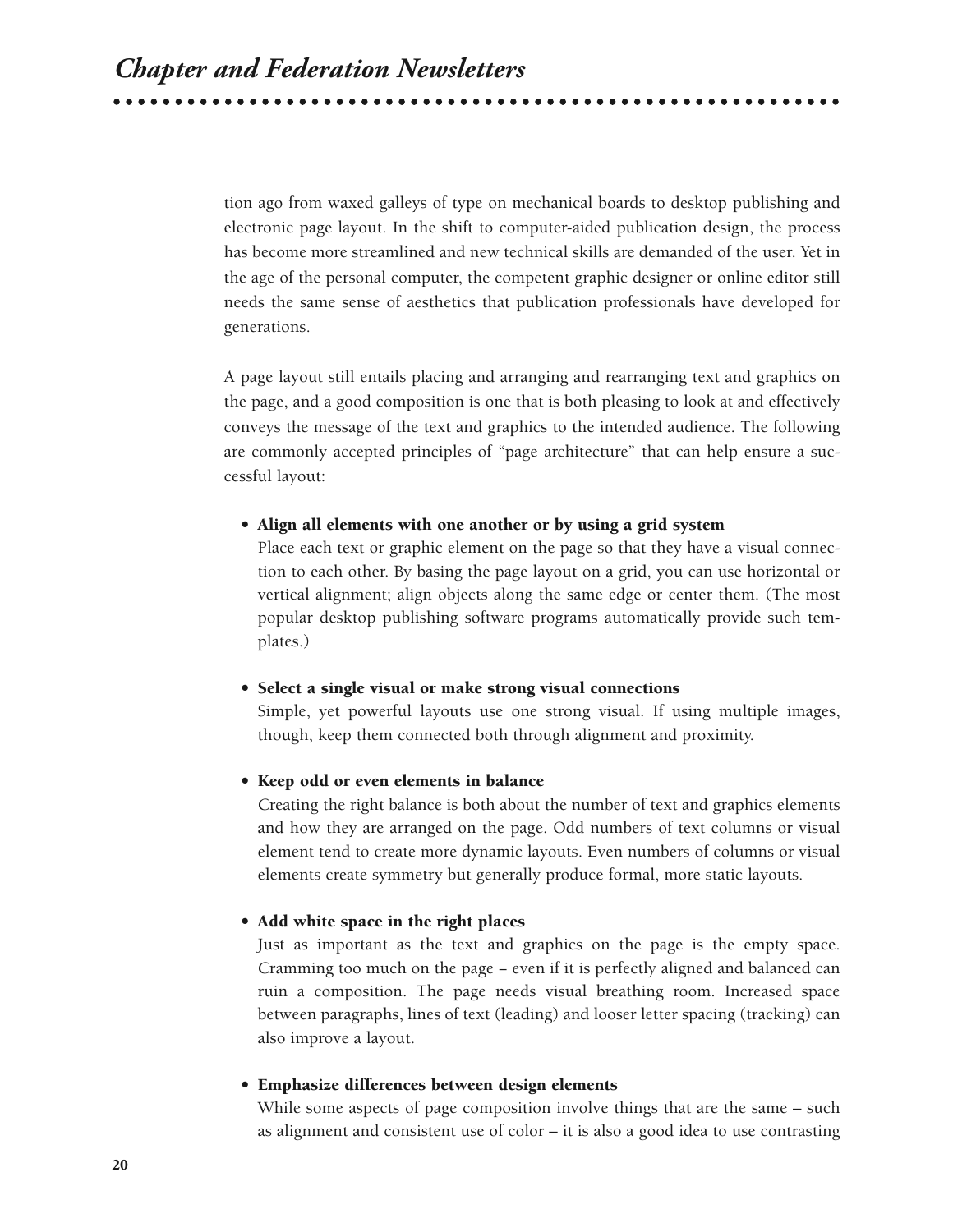tion ago from waxed galleys of type on mechanical boards to desktop publishing and electronic page layout. In the shift to computer-aided publication design, the process has become more streamlined and new technical skills are demanded of the user. Yet in the age of the personal computer, the competent graphic designer or online editor still needs the same sense of aesthetics that publication professionals have developed for generations.

A page layout still entails placing and arranging and rearranging text and graphics on the page, and a good composition is one that is both pleasing to look at and effectively conveys the message of the text and graphics to the intended audience. The following are commonly accepted principles of "page architecture" that can help ensure a successful layout:

- **Align all elements with one another or by using a grid system**
  Place each text or graphic element on the page so that they have a visual connection to each other. By basing the page layout on a grid, you can use horizontal or vertical alignment; align objects along the same edge or center them. (The most popular desktop publishing software programs automatically provide such templates.)

- **Select a single visual or make strong visual connections**
  Simple, yet powerful layouts use one strong visual. If using multiple images, though, keep them connected both through alignment and proximity.

- **Keep odd or even elements in balance**
  Creating the right balance is both about the number of text and graphics elements and how they are arranged on the page. Odd numbers of text columns or visual element tend to create more dynamic layouts. Even numbers of columns or visual elements create symmetry but generally produce formal, more static layouts.

- **Add white space in the right places**
  Just as important as the text and graphics on the page is the empty space. Cramming too much on the page – even if it is perfectly aligned and balanced can ruin a composition. The page needs visual breathing room. Increased space between paragraphs, lines of text (leading) and looser letter spacing (tracking) can also improve a layout.

- **Emphasize differences between design elements**
  While some aspects of page composition involve things that are the same – such as alignment and consistent use of color – it is also a good idea to use contrasting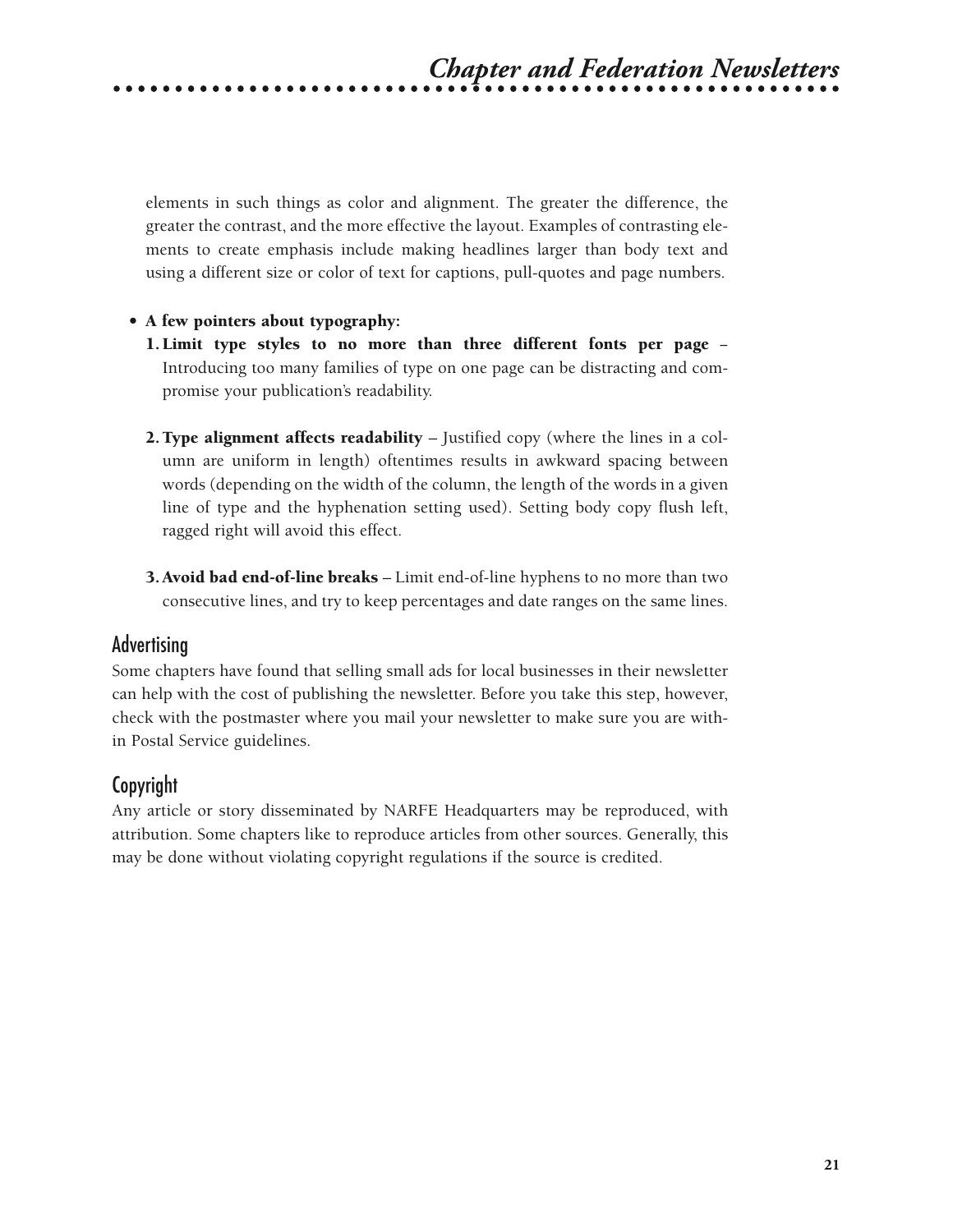elements in such things as color and alignment. The greater the difference, the greater the contrast, and the more effective the layout. Examples of contrasting elements to create emphasis include making headlines larger than body text and using a different size or color of text for captions, pull-quotes and page numbers.

- **A few pointers about typography:**
  1. **Limit type styles to no more than three different fonts per page** – Introducing too many families of type on one page can be distracting and compromise your publication's readability.

  2. **Type alignment affects readability** – Justified copy (where the lines in a column are uniform in length) oftentimes results in awkward spacing between words (depending on the width of the column, the length of the words in a given line of type and the hyphenation setting used). Setting body copy flush left, ragged right will avoid this effect.

  3. **Avoid bad end-of-line breaks** – Limit end-of-line hyphens to no more than two consecutive lines, and try to keep percentages and date ranges on the same lines.

## Advertising

Some chapters have found that selling small ads for local businesses in their newsletter can help with the cost of publishing the newsletter. Before you take this step, however, check with the postmaster where you mail your newsletter to make sure you are within Postal Service guidelines.

## Copyright

Any article or story disseminated by NARFE Headquarters may be reproduced, with attribution. Some chapters like to reproduce articles from other sources. Generally, this may be done without violating copyright regulations if the source is credited.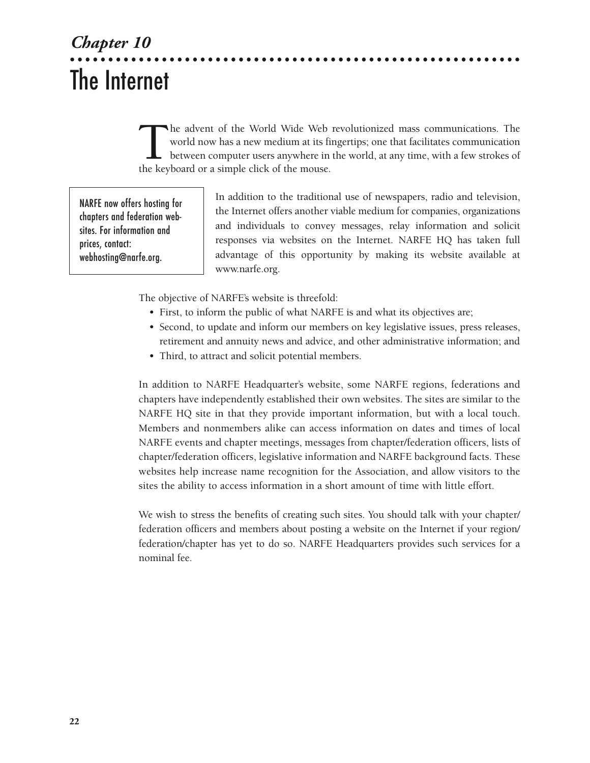*Chapter 10*

# The Internet

The advent of the World Wide Web revolutionized mass communications. The world now has a new medium at its fingertips; one that facilitates communication between computer users anywhere in the world, at any time, with a few strokes of the keyboard or a simple click of the mouse.

> NARFE now offers hosting for chapters and federation websites. For information and prices, contact: webhosting@narfe.org.

In addition to the traditional use of newspapers, radio and television, the Internet offers another viable medium for companies, organizations and individuals to convey messages, relay information and solicit responses via websites on the Internet. NARFE HQ has taken full advantage of this opportunity by making its website available at www.narfe.org.

The objective of NARFE's website is threefold:

- First, to inform the public of what NARFE is and what its objectives are;
- Second, to update and inform our members on key legislative issues, press releases, retirement and annuity news and advice, and other administrative information; and
- Third, to attract and solicit potential members.

In addition to NARFE Headquarter's website, some NARFE regions, federations and chapters have independently established their own websites. The sites are similar to the NARFE HQ site in that they provide important information, but with a local touch. Members and nonmembers alike can access information on dates and times of local NARFE events and chapter meetings, messages from chapter/federation officers, lists of chapter/federation officers, legislative information and NARFE background facts. These websites help increase name recognition for the Association, and allow visitors to the sites the ability to access information in a short amount of time with little effort.

We wish to stress the benefits of creating such sites. You should talk with your chapter/ federation officers and members about posting a website on the Internet if your region/ federation/chapter has yet to do so. NARFE Headquarters provides such services for a nominal fee.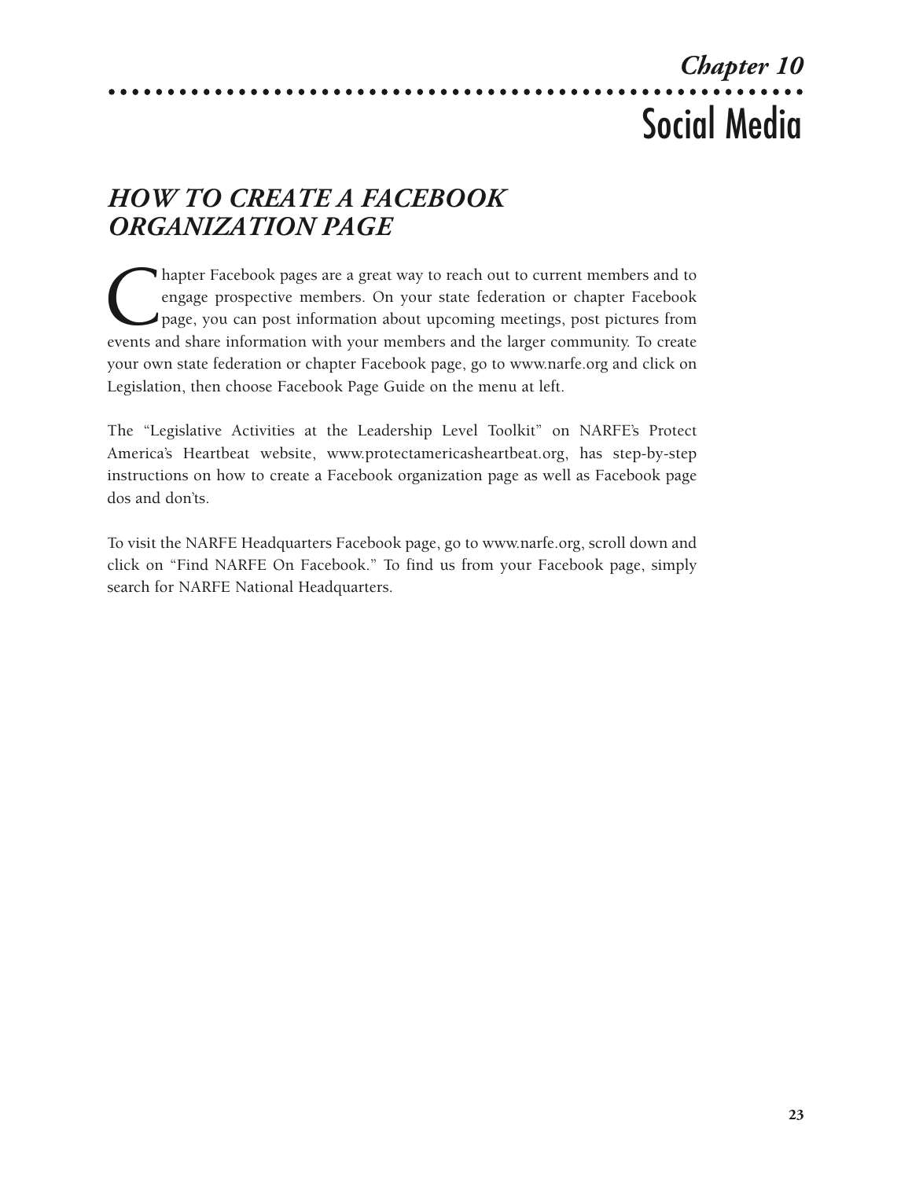# Chapter 10

# Social Media

## *HOW TO CREATE A FACEBOOK ORGANIZATION PAGE*

Chapter Facebook pages are a great way to reach out to current members and to engage prospective members. On your state federation or chapter Facebook page, you can post information about upcoming meetings, post pictures from events and share information with your members and the larger community. To create your own state federation or chapter Facebook page, go to www.narfe.org and click on Legislation, then choose Facebook Page Guide on the menu at left.

The "Legislative Activities at the Leadership Level Toolkit" on NARFE's Protect America's Heartbeat website, www.protectamericasheartbeat.org, has step-by-step instructions on how to create a Facebook organization page as well as Facebook page dos and don'ts.

To visit the NARFE Headquarters Facebook page, go to www.narfe.org, scroll down and click on "Find NARFE On Facebook." To find us from your Facebook page, simply search for NARFE National Headquarters.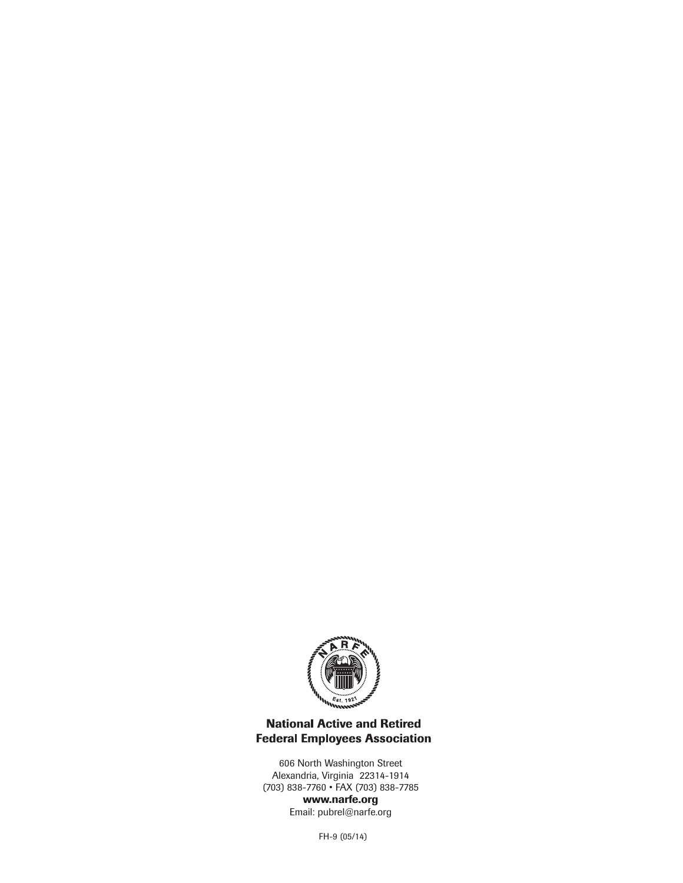**National Active and Retired**
**Federal Employees Association**

606 North Washington Street
Alexandria, Virginia 22314-1914
(703) 838-7760 • FAX (703) 838-7785
**www.narfe.org**
Email: pubrel@narfe.org

FH-9 (05/14)